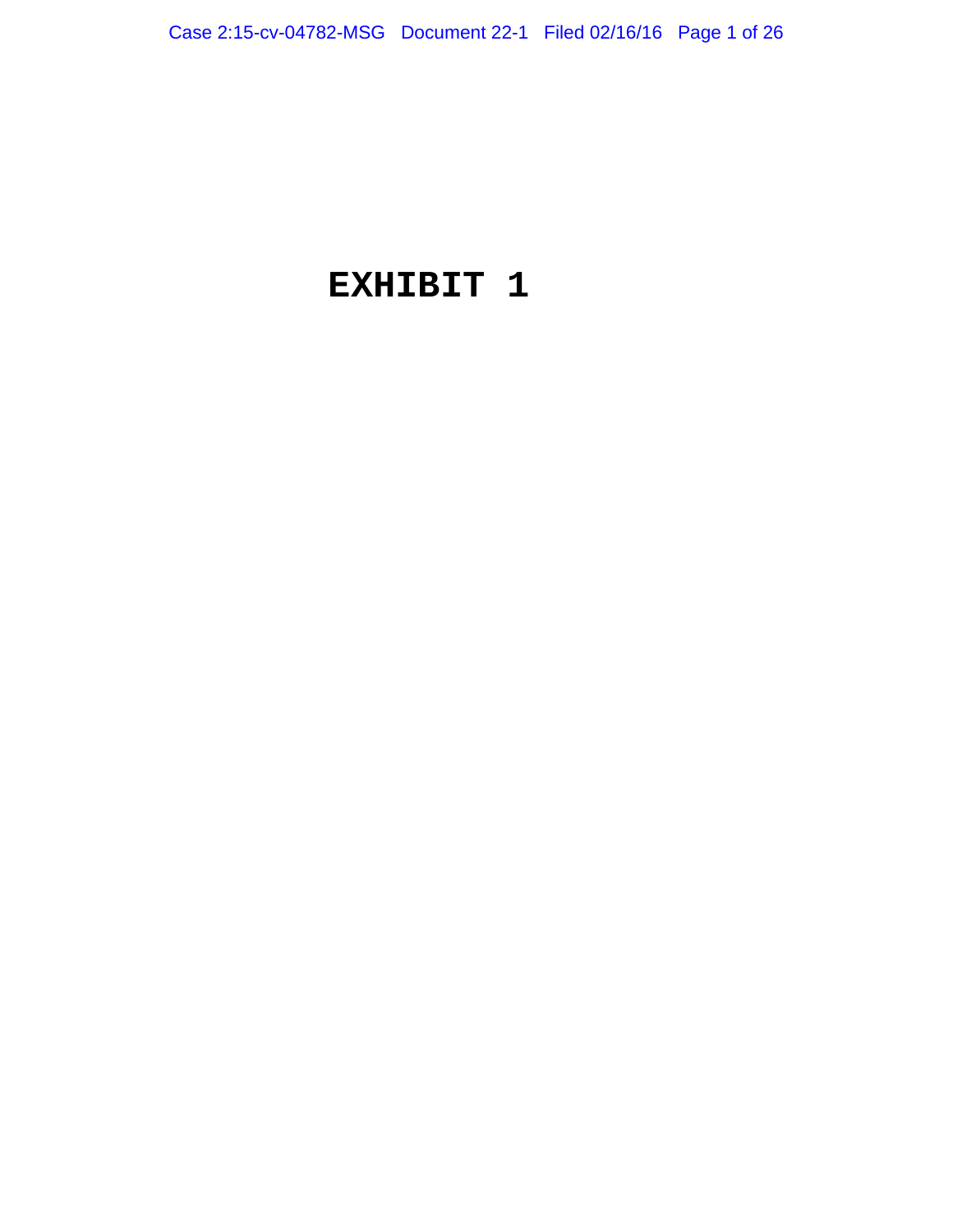# EXHIBIT 1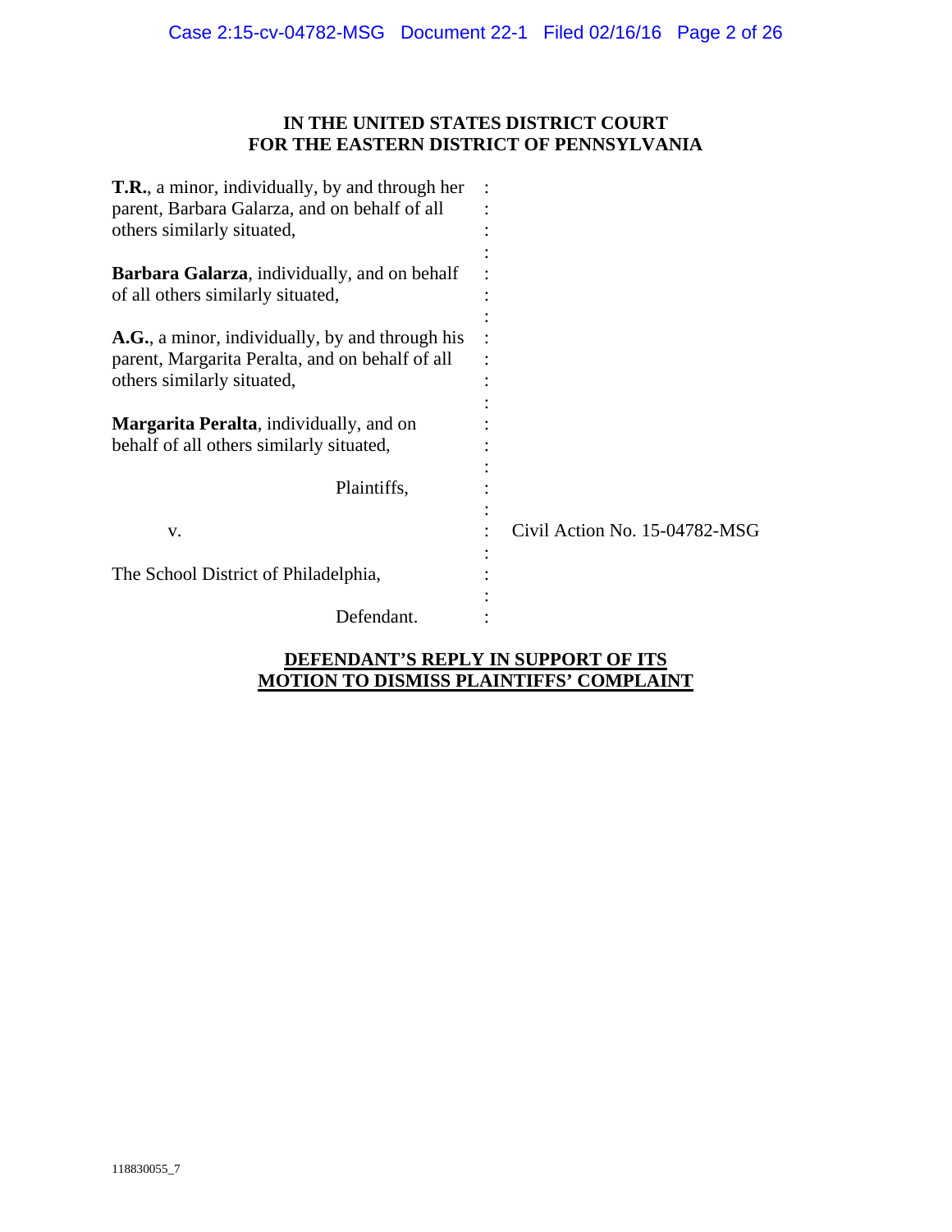**IN THE UNITED STATES DISTRICT COURT**
**FOR THE EASTERN DISTRICT OF PENNSYLVANIA**

**T.R.**, a minor, individually, by and through her parent, Barbara Galarza, and on behalf of all others similarly situated,

**Barbara Galarza**, individually, and on behalf of all others similarly situated,

**A.G.**, a minor, individually, by and through his parent, Margarita Peralta, and on behalf of all others similarly situated,

**Margarita Peralta**, individually, and on behalf of all others similarly situated,

Plaintiffs,

v.

The School District of Philadelphia,

Defendant.

Civil Action No. 15-04782-MSG

**DEFENDANT'S REPLY IN SUPPORT OF ITS MOTION TO DISMISS PLAINTIFFS' COMPLAINT**

118830055_7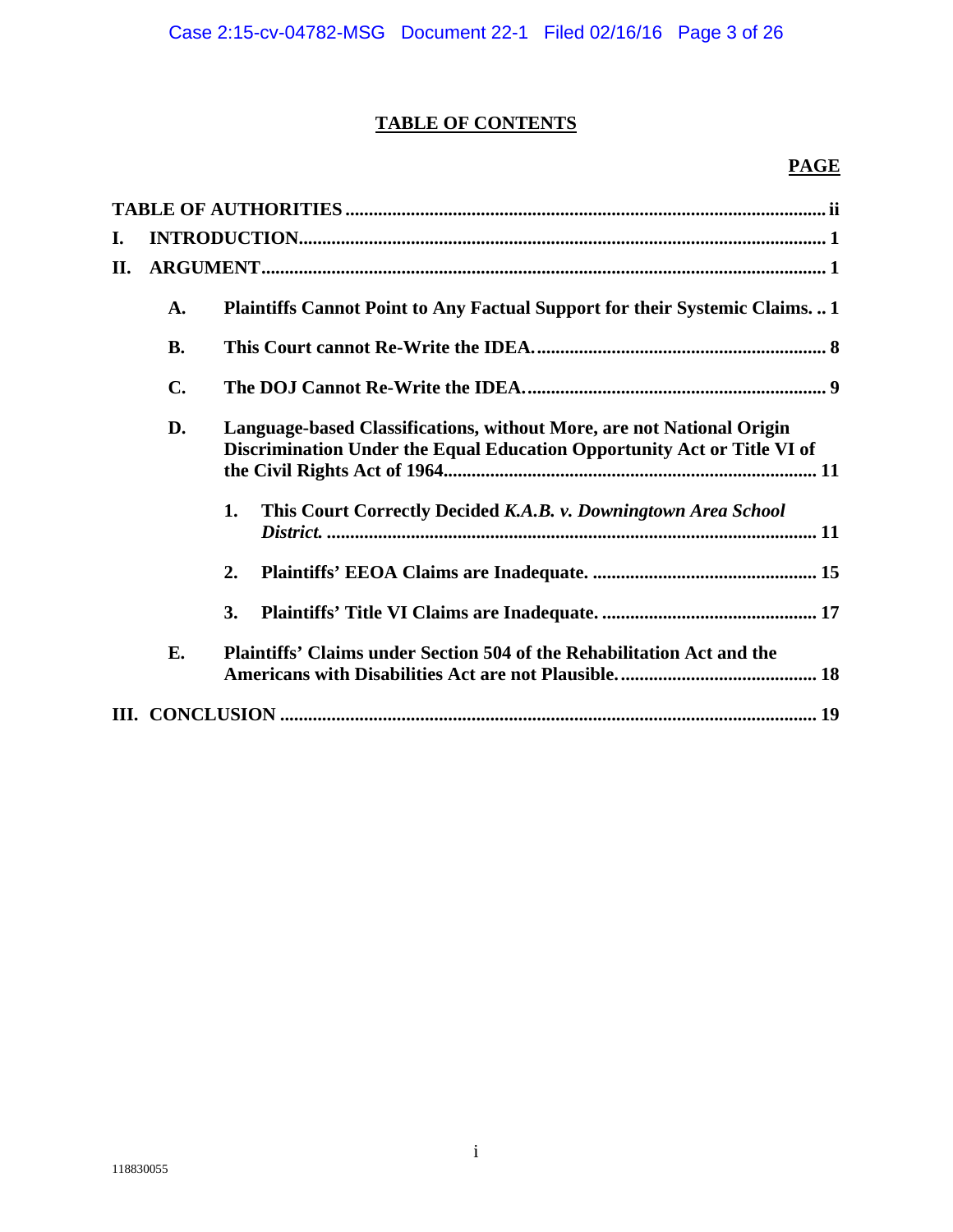# TABLE OF CONTENTS

**PAGE**

**TABLE OF AUTHORITIES** ..... **ii**

**I. INTRODUCTION** ..... **1**

**II. ARGUMENT** ..... **1**

- **A. Plaintiffs Cannot Point to Any Factual Support for their Systemic Claims.** ..... **1**
- **B. This Court cannot Re-Write the IDEA.** ..... **8**
- **C. The DOJ Cannot Re-Write the IDEA.** ..... **9**
- **D. Language-based Classifications, without More, are not National Origin Discrimination Under the Equal Education Opportunity Act or Title VI of the Civil Rights Act of 1964** ..... **11**
  - **1. This Court Correctly Decided *K.A.B. v. Downingtown Area School District.*** ..... **11**
  - **2. Plaintiffs' EEOA Claims are Inadequate.** ..... **15**
  - **3. Plaintiffs' Title VI Claims are Inadequate.** ..... **17**
- **E. Plaintiffs' Claims under Section 504 of the Rehabilitation Act and the Americans with Disabilities Act are not Plausible.** ..... **18**

**III. CONCLUSION** ..... **19**

118830055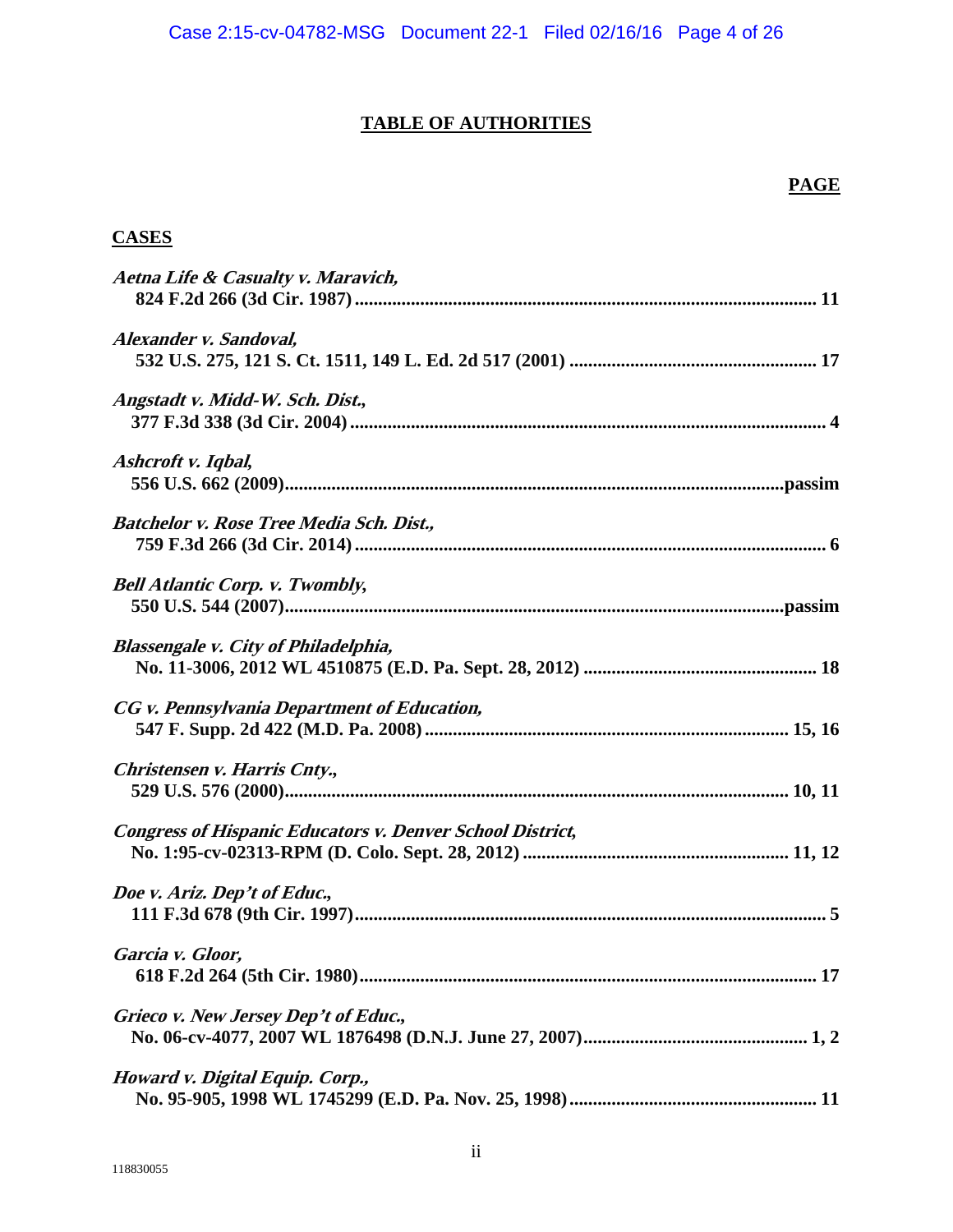# TABLE OF AUTHORITIES

**PAGE**

## CASES

*Aetna Life & Casualty v. Maravich*,
**824 F.2d 266 (3d Cir. 1987) .................................................................................... 11**

*Alexander v. Sandoval*,
**532 U.S. 275, 121 S. Ct. 1511, 149 L. Ed. 2d 517 (2001) ............................................. 17**

*Angstadt v. Midd-W. Sch. Dist.*,
**377 F.3d 338 (3d Cir. 2004) .................................................................................... 4**

*Ashcroft v. Iqbal*,
**556 U.S. 662 (2009)...........................................................................................passim**

*Batchelor v. Rose Tree Media Sch. Dist.*,
**759 F.3d 266 (3d Cir. 2014) .................................................................................... 6**

*Bell Atlantic Corp. v. Twombly*,
**550 U.S. 544 (2007)...........................................................................................passim**

*Blassengale v. City of Philadelphia*,
**No. 11-3006, 2012 WL 4510875 (E.D. Pa. Sept. 28, 2012) .......................................... 18**

*CG v. Pennsylvania Department of Education*,
**547 F. Supp. 2d 422 (M.D. Pa. 2008) ........................................................................ 15, 16**

*Christensen v. Harris Cnty.*,
**529 U.S. 576 (2000)........................................................................................... 10, 11**

*Congress of Hispanic Educators v. Denver School District*,
**No. 1:95-cv-02313-RPM (D. Colo. Sept. 28, 2012) ................................................ 11, 12**

*Doe v. Ariz. Dep't of Educ.*,
**111 F.3d 678 (9th Cir. 1997)..................................................................................... 5**

*Garcia v. Gloor*,
**618 F.2d 264 (5th Cir. 1980).................................................................................... 17**

*Grieco v. New Jersey Dep't of Educ.*,
**No. 06-cv-4077, 2007 WL 1876498 (D.N.J. June 27, 2007)...................................... 1, 2**

*Howard v. Digital Equip. Corp.*,
**No. 95-905, 1998 WL 1745299 (E.D. Pa. Nov. 25, 1998)............................................ 11**

118830055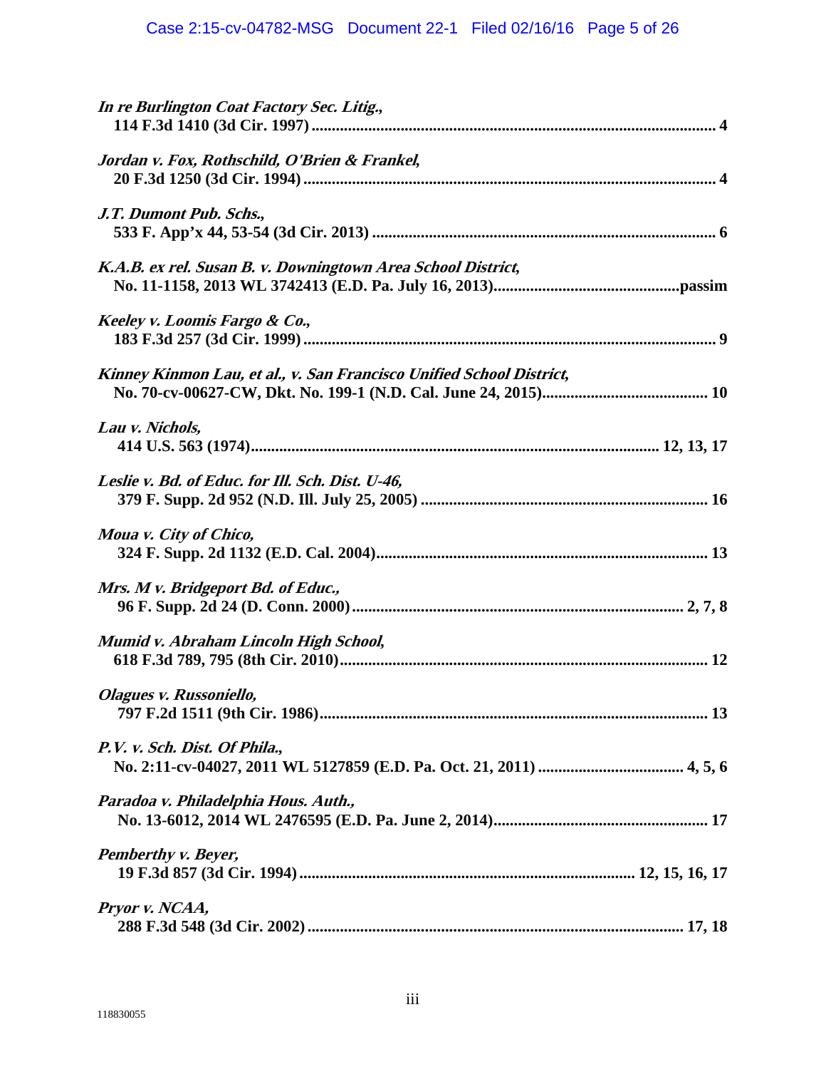*In re Burlington Coat Factory Sec. Litig.*,
**114 F.3d 1410 (3d Cir. 1997) .................................................................................................... 4**

*Jordan v. Fox, Rothschild, O'Brien & Frankel*,
**20 F.3d 1250 (3d Cir. 1994) ...................................................................................................... 4**

*J.T. Dumont Pub. Schs.*,
**533 F. App'x 44, 53-54 (3d Cir. 2013) .................................................................................... 6**

*K.A.B. ex rel. Susan B. v. Downingtown Area School District*,
**No. 11-1158, 2013 WL 3742413 (E.D. Pa. July 16, 2013)..............................................passim**

*Keeley v. Loomis Fargo & Co.*,
**183 F.3d 257 (3d Cir. 1999) ...................................................................................................... 9**

*Kinney Kinmon Lau, et al., v. San Francisco Unified School District*,
**No. 70-cv-00627-CW, Dkt. No. 199-1 (N.D. Cal. June 24, 2015)........................................ 10**

*Lau v. Nichols*,
**414 U.S. 563 (1974)................................................................................................... 12, 13, 17**

*Leslie v. Bd. of Educ. for Ill. Sch. Dist. U-46*,
**379 F. Supp. 2d 952 (N.D. Ill. July 25, 2005) ...................................................................... 16**

*Moua v. City of Chico*,
**324 F. Supp. 2d 1132 (E.D. Cal. 2004)................................................................................. 13**

*Mrs. M v. Bridgeport Bd. of Educ.*,
**96 F. Supp. 2d 24 (D. Conn. 2000)................................................................................ 2, 7, 8**

*Mumid v. Abraham Lincoln High School*,
**618 F.3d 789, 795 (8th Cir. 2010)......................................................................................... 12**

*Olagues v. Russoniello*,
**797 F.2d 1511 (9th Cir. 1986)............................................................................................... 13**

*P.V. v. Sch. Dist. Of Phila.*,
**No. 2:11-cv-04027, 2011 WL 5127859 (E.D. Pa. Oct. 21, 2011) .................................... 4, 5, 6**

*Paradoa v. Philadelphia Hous. Auth.*,
**No. 13-6012, 2014 WL 2476595 (E.D. Pa. June 2, 2014).................................................... 17**

*Pemberthy v. Beyer*,
**19 F.3d 857 (3d Cir. 1994) .................................................................................. 12, 15, 16, 17**

*Pryor v. NCAA*,
**288 F.3d 548 (3d Cir. 2002) ............................................................................................ 17, 18**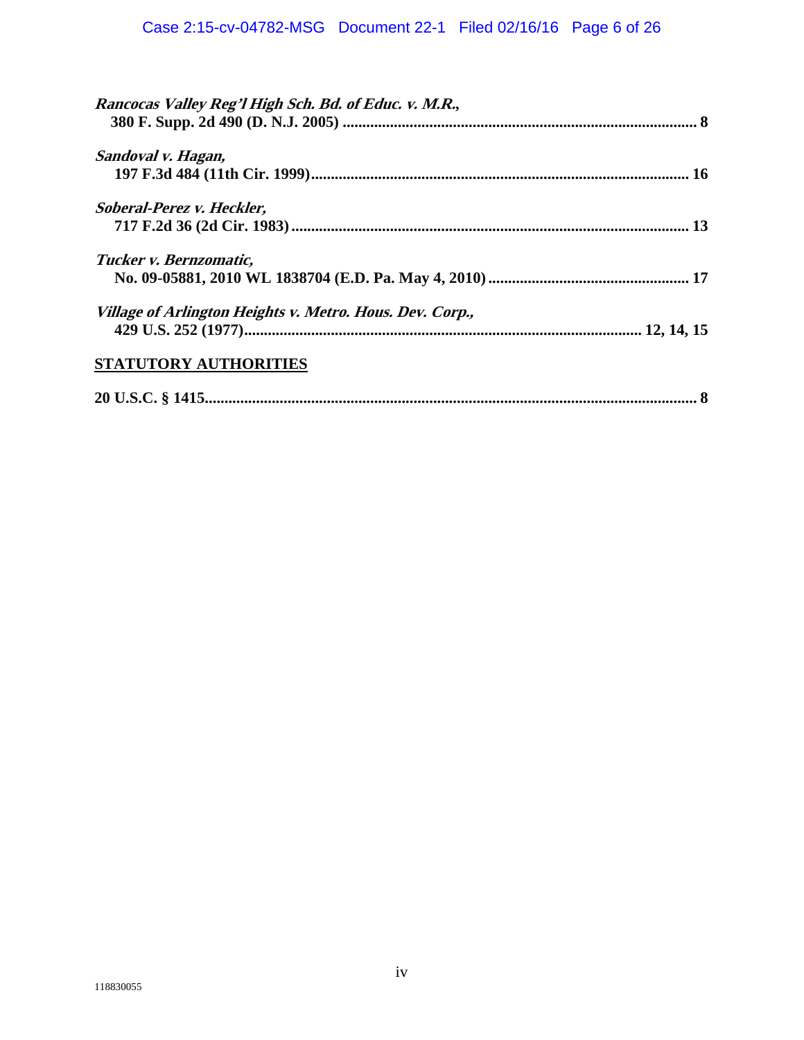*Rancocas Valley Reg'l High Sch. Bd. of Educ. v. M.R.*,
**380 F. Supp. 2d 490 (D. N.J. 2005) .......................................................................................... 8**

*Sandoval v. Hagan*,
**197 F.3d 484 (11th Cir. 1999)............................................................................................... 16**

*Soberal-Perez v. Heckler*,
**717 F.2d 36 (2d Cir. 1983) .................................................................................................... 13**

*Tucker v. Bernzomatic*,
**No. 09-05881, 2010 WL 1838704 (E.D. Pa. May 4, 2010) .................................................. 17**

*Village of Arlington Heights v. Metro. Hous. Dev. Corp.*,
**429 U.S. 252 (1977)................................................................................................... 12, 14, 15**

## STATUTORY AUTHORITIES

**20 U.S.C. § 1415........................................................................................................................... 8**

118830055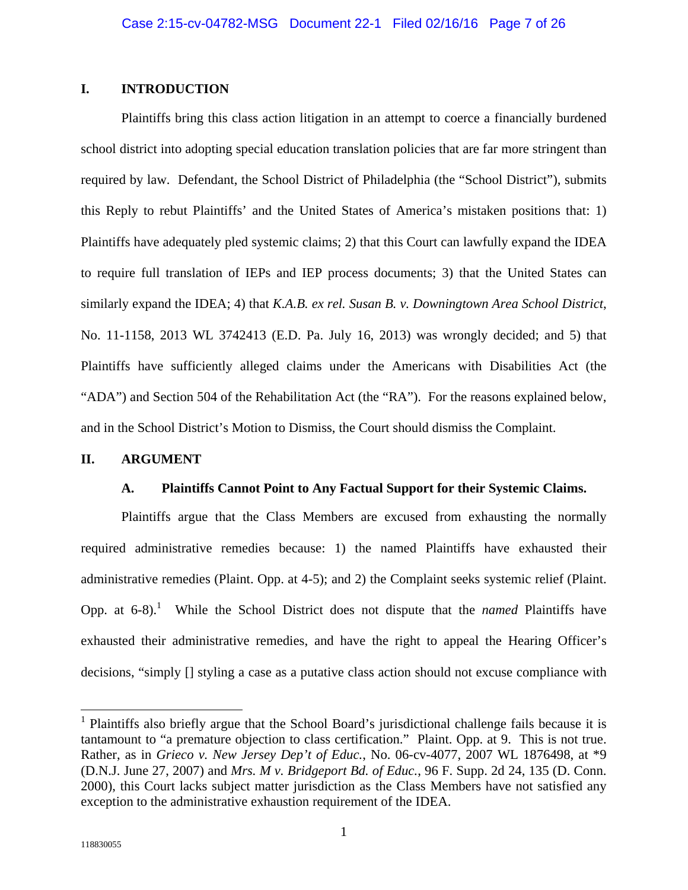## I. INTRODUCTION

Plaintiffs bring this class action litigation in an attempt to coerce a financially burdened school district into adopting special education translation policies that are far more stringent than required by law. Defendant, the School District of Philadelphia (the "School District"), submits this Reply to rebut Plaintiffs' and the United States of America's mistaken positions that: 1) Plaintiffs have adequately pled systemic claims; 2) that this Court can lawfully expand the IDEA to require full translation of IEPs and IEP process documents; 3) that the United States can similarly expand the IDEA; 4) that *K.A.B. ex rel. Susan B. v. Downingtown Area School District*, No. 11-1158, 2013 WL 3742413 (E.D. Pa. July 16, 2013) was wrongly decided; and 5) that Plaintiffs have sufficiently alleged claims under the Americans with Disabilities Act (the "ADA") and Section 504 of the Rehabilitation Act (the "RA"). For the reasons explained below, and in the School District's Motion to Dismiss, the Court should dismiss the Complaint.

## II. ARGUMENT

### A. Plaintiffs Cannot Point to Any Factual Support for their Systemic Claims.

Plaintiffs argue that the Class Members are excused from exhausting the normally required administrative remedies because: 1) the named Plaintiffs have exhausted their administrative remedies (Plaint. Opp. at 4-5); and 2) the Complaint seeks systemic relief (Plaint. Opp. at 6-8).[1] While the School District does not dispute that the *named* Plaintiffs have exhausted their administrative remedies, and have the right to appeal the Hearing Officer's decisions, "simply [] styling a case as a putative class action should not excuse compliance with

---

[1] Plaintiffs also briefly argue that the School Board's jurisdictional challenge fails because it is tantamount to "a premature objection to class certification." Plaint. Opp. at 9. This is not true. Rather, as in *Grieco v. New Jersey Dep't of Educ.*, No. 06-cv-4077, 2007 WL 1876498, at *9 (D.N.J. June 27, 2007) and *Mrs. M v. Bridgeport Bd. of Educ.*, 96 F. Supp. 2d 24, 135 (D. Conn. 2000), this Court lacks subject matter jurisdiction as the Class Members have not satisfied any exception to the administrative exhaustion requirement of the IDEA.

118830055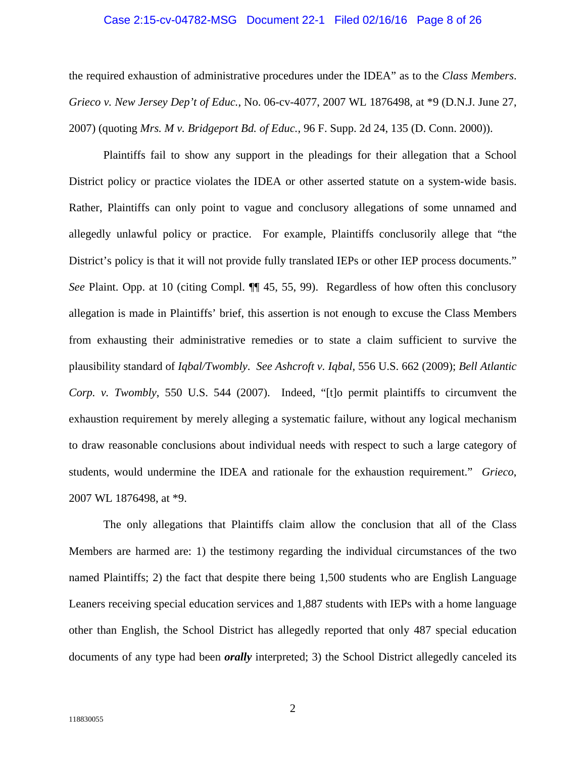the required exhaustion of administrative procedures under the IDEA" as to the *Class Members*. *Grieco v. New Jersey Dep't of Educ.*, No. 06-cv-4077, 2007 WL 1876498, at *9 (D.N.J. June 27, 2007) (quoting *Mrs. M v. Bridgeport Bd. of Educ.*, 96 F. Supp. 2d 24, 135 (D. Conn. 2000)).

Plaintiffs fail to show any support in the pleadings for their allegation that a School District policy or practice violates the IDEA or other asserted statute on a system-wide basis. Rather, Plaintiffs can only point to vague and conclusory allegations of some unnamed and allegedly unlawful policy or practice. For example, Plaintiffs conclusorily allege that "the District's policy is that it will not provide fully translated IEPs or other IEP process documents." *See* Plaint. Opp. at 10 (citing Compl. ¶¶ 45, 55, 99). Regardless of how often this conclusory allegation is made in Plaintiffs' brief, this assertion is not enough to excuse the Class Members from exhausting their administrative remedies or to state a claim sufficient to survive the plausibility standard of *Iqbal/Twombly*. *See Ashcroft v. Iqbal*, 556 U.S. 662 (2009); *Bell Atlantic Corp. v. Twombly*, 550 U.S. 544 (2007). Indeed, "[t]o permit plaintiffs to circumvent the exhaustion requirement by merely alleging a systematic failure, without any logical mechanism to draw reasonable conclusions about individual needs with respect to such a large category of students, would undermine the IDEA and rationale for the exhaustion requirement." *Grieco*, 2007 WL 1876498, at *9.

The only allegations that Plaintiffs claim allow the conclusion that all of the Class Members are harmed are: 1) the testimony regarding the individual circumstances of the two named Plaintiffs; 2) the fact that despite there being 1,500 students who are English Language Leaners receiving special education services and 1,887 students with IEPs with a home language other than English, the School District has allegedly reported that only 487 special education documents of any type had been ***orally*** interpreted; 3) the School District allegedly canceled its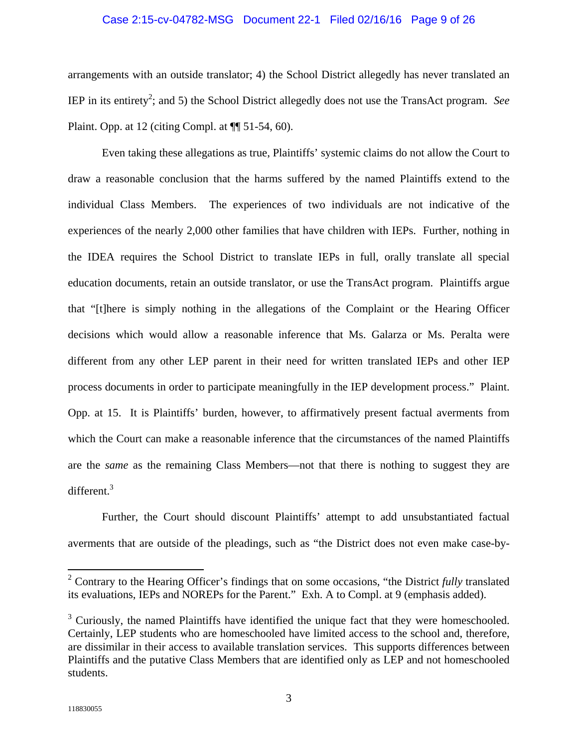arrangements with an outside translator; 4) the School District allegedly has never translated an IEP in its entirety[2]; and 5) the School District allegedly does not use the TransAct program. *See* Plaint. Opp. at 12 (citing Compl. at ¶¶ 51-54, 60).

Even taking these allegations as true, Plaintiffs' systemic claims do not allow the Court to draw a reasonable conclusion that the harms suffered by the named Plaintiffs extend to the individual Class Members. The experiences of two individuals are not indicative of the experiences of the nearly 2,000 other families that have children with IEPs. Further, nothing in the IDEA requires the School District to translate IEPs in full, orally translate all special education documents, retain an outside translator, or use the TransAct program. Plaintiffs argue that "[t]here is simply nothing in the allegations of the Complaint or the Hearing Officer decisions which would allow a reasonable inference that Ms. Galarza or Ms. Peralta were different from any other LEP parent in their need for written translated IEPs and other IEP process documents in order to participate meaningfully in the IEP development process." Plaint. Opp. at 15. It is Plaintiffs' burden, however, to affirmatively present factual averments from which the Court can make a reasonable inference that the circumstances of the named Plaintiffs are the *same* as the remaining Class Members—not that there is nothing to suggest they are different.[3]

Further, the Court should discount Plaintiffs' attempt to add unsubstantiated factual averments that are outside of the pleadings, such as "the District does not even make case-by-

---

[2] Contrary to the Hearing Officer's findings that on some occasions, "the District *fully* translated its evaluations, IEPs and NOREPs for the Parent." Exh. A to Compl. at 9 (emphasis added).

[3] Curiously, the named Plaintiffs have identified the unique fact that they were homeschooled. Certainly, LEP students who are homeschooled have limited access to the school and, therefore, are dissimilar in their access to available translation services. This supports differences between Plaintiffs and the putative Class Members that are identified only as LEP and not homeschooled students.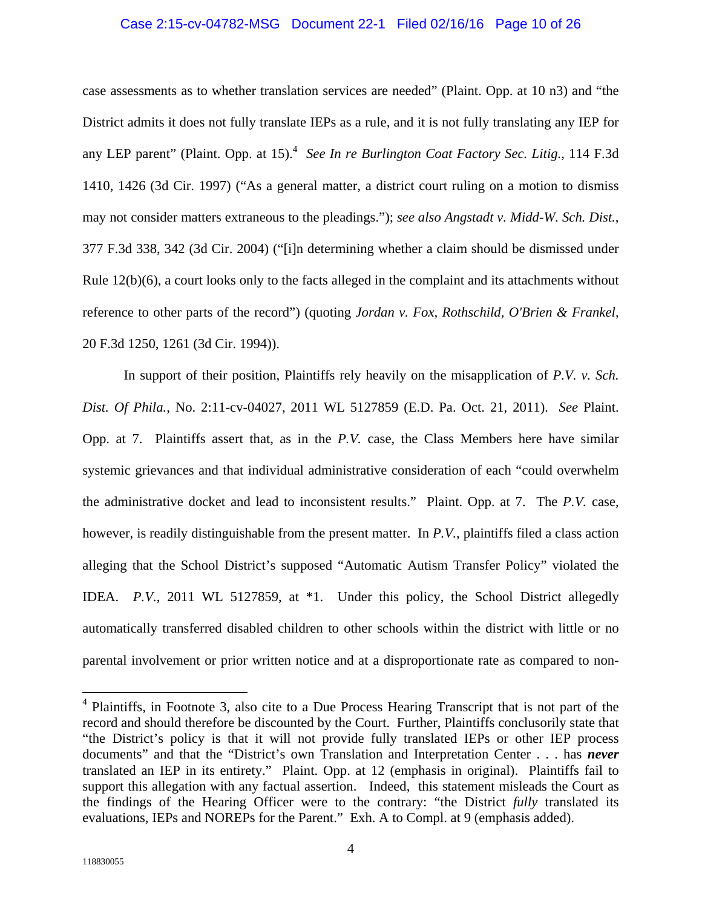case assessments as to whether translation services are needed" (Plaint. Opp. at 10 n3) and "the District admits it does not fully translate IEPs as a rule, and it is not fully translating any IEP for any LEP parent" (Plaint. Opp. at 15).[4] *See In re Burlington Coat Factory Sec. Litig.*, 114 F.3d 1410, 1426 (3d Cir. 1997) ("As a general matter, a district court ruling on a motion to dismiss may not consider matters extraneous to the pleadings."); *see also Angstadt v. Midd-W. Sch. Dist.*, 377 F.3d 338, 342 (3d Cir. 2004) ("[i]n determining whether a claim should be dismissed under Rule 12(b)(6), a court looks only to the facts alleged in the complaint and its attachments without reference to other parts of the record") (quoting *Jordan v. Fox, Rothschild, O'Brien & Frankel*, 20 F.3d 1250, 1261 (3d Cir. 1994)).

In support of their position, Plaintiffs rely heavily on the misapplication of *P.V. v. Sch. Dist. Of Phila.*, No. 2:11-cv-04027, 2011 WL 5127859 (E.D. Pa. Oct. 21, 2011). *See* Plaint. Opp. at 7. Plaintiffs assert that, as in the *P.V.* case, the Class Members here have similar systemic grievances and that individual administrative consideration of each "could overwhelm the administrative docket and lead to inconsistent results." Plaint. Opp. at 7. The *P.V.* case, however, is readily distinguishable from the present matter. In *P.V.*, plaintiffs filed a class action alleging that the School District's supposed "Automatic Autism Transfer Policy" violated the IDEA. *P.V.*, 2011 WL 5127859, at *1. Under this policy, the School District allegedly automatically transferred disabled children to other schools within the district with little or no parental involvement or prior written notice and at a disproportionate rate as compared to non-

[4] Plaintiffs, in Footnote 3, also cite to a Due Process Hearing Transcript that is not part of the record and should therefore be discounted by the Court. Further, Plaintiffs conclusorily state that "the District's policy is that it will not provide fully translated IEPs or other IEP process documents" and that the "District's own Translation and Interpretation Center . . . has ***never*** translated an IEP in its entirety." Plaint. Opp. at 12 (emphasis in original). Plaintiffs fail to support this allegation with any factual assertion. Indeed, this statement misleads the Court as the findings of the Hearing Officer were to the contrary: "the District *fully* translated its evaluations, IEPs and NOREPs for the Parent." Exh. A to Compl. at 9 (emphasis added).

118830055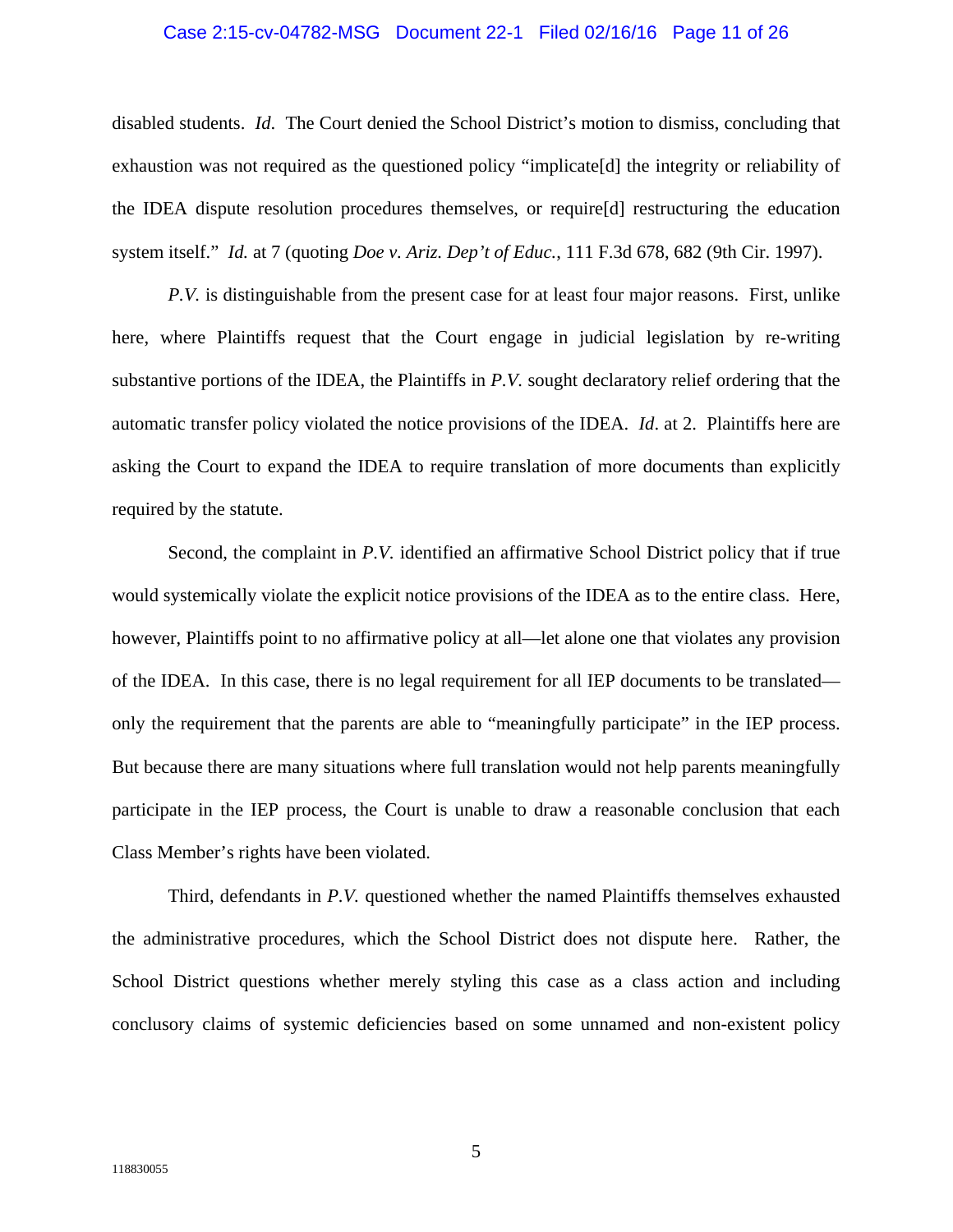disabled students. *Id*. The Court denied the School District's motion to dismiss, concluding that exhaustion was not required as the questioned policy "implicate[d] the integrity or reliability of the IDEA dispute resolution procedures themselves, or require[d] restructuring the education system itself." *Id.* at 7 (quoting *Doe v. Ariz. Dep't of Educ.*, 111 F.3d 678, 682 (9th Cir. 1997).

*P.V.* is distinguishable from the present case for at least four major reasons. First, unlike here, where Plaintiffs request that the Court engage in judicial legislation by re-writing substantive portions of the IDEA, the Plaintiffs in *P.V.* sought declaratory relief ordering that the automatic transfer policy violated the notice provisions of the IDEA. *Id*. at 2. Plaintiffs here are asking the Court to expand the IDEA to require translation of more documents than explicitly required by the statute.

Second, the complaint in *P.V.* identified an affirmative School District policy that if true would systemically violate the explicit notice provisions of the IDEA as to the entire class. Here, however, Plaintiffs point to no affirmative policy at all—let alone one that violates any provision of the IDEA. In this case, there is no legal requirement for all IEP documents to be translated—only the requirement that the parents are able to "meaningfully participate" in the IEP process. But because there are many situations where full translation would not help parents meaningfully participate in the IEP process, the Court is unable to draw a reasonable conclusion that each Class Member's rights have been violated.

Third, defendants in *P.V.* questioned whether the named Plaintiffs themselves exhausted the administrative procedures, which the School District does not dispute here. Rather, the School District questions whether merely styling this case as a class action and including conclusory claims of systemic deficiencies based on some unnamed and non-existent policy

118830055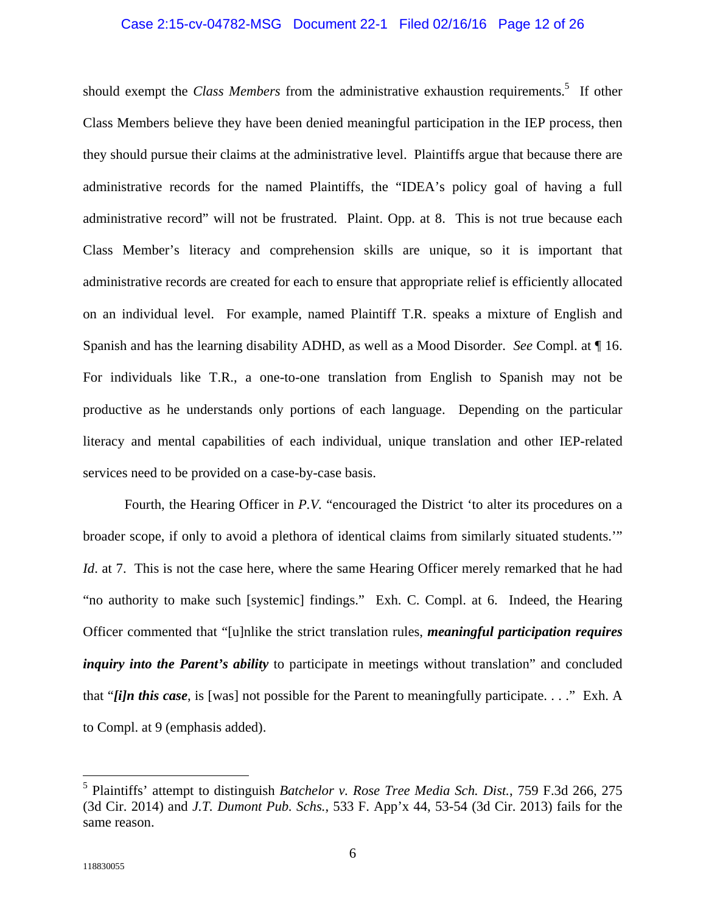should exempt the *Class Members* from the administrative exhaustion requirements.[5] If other Class Members believe they have been denied meaningful participation in the IEP process, then they should pursue their claims at the administrative level. Plaintiffs argue that because there are administrative records for the named Plaintiffs, the "IDEA's policy goal of having a full administrative record" will not be frustrated. Plaint. Opp. at 8. This is not true because each Class Member's literacy and comprehension skills are unique, so it is important that administrative records are created for each to ensure that appropriate relief is efficiently allocated on an individual level. For example, named Plaintiff T.R. speaks a mixture of English and Spanish and has the learning disability ADHD, as well as a Mood Disorder. *See* Compl. at ¶ 16. For individuals like T.R., a one-to-one translation from English to Spanish may not be productive as he understands only portions of each language. Depending on the particular literacy and mental capabilities of each individual, unique translation and other IEP-related services need to be provided on a case-by-case basis.

Fourth, the Hearing Officer in *P.V.* "encouraged the District 'to alter its procedures on a broader scope, if only to avoid a plethora of identical claims from similarly situated students.'" *Id*. at 7. This is not the case here, where the same Hearing Officer merely remarked that he had "no authority to make such [systemic] findings." Exh. C. Compl. at 6. Indeed, the Hearing Officer commented that "[u]nlike the strict translation rules, ***meaningful participation requires inquiry into the Parent's ability*** to participate in meetings without translation" and concluded that "***[i]n this case***, is [was] not possible for the Parent to meaningfully participate. . . ." Exh. A to Compl. at 9 (emphasis added).

---

[5] Plaintiffs' attempt to distinguish *Batchelor v. Rose Tree Media Sch. Dist.*, 759 F.3d 266, 275 (3d Cir. 2014) and *J.T. Dumont Pub. Schs.*, 533 F. App'x 44, 53-54 (3d Cir. 2013) fails for the same reason.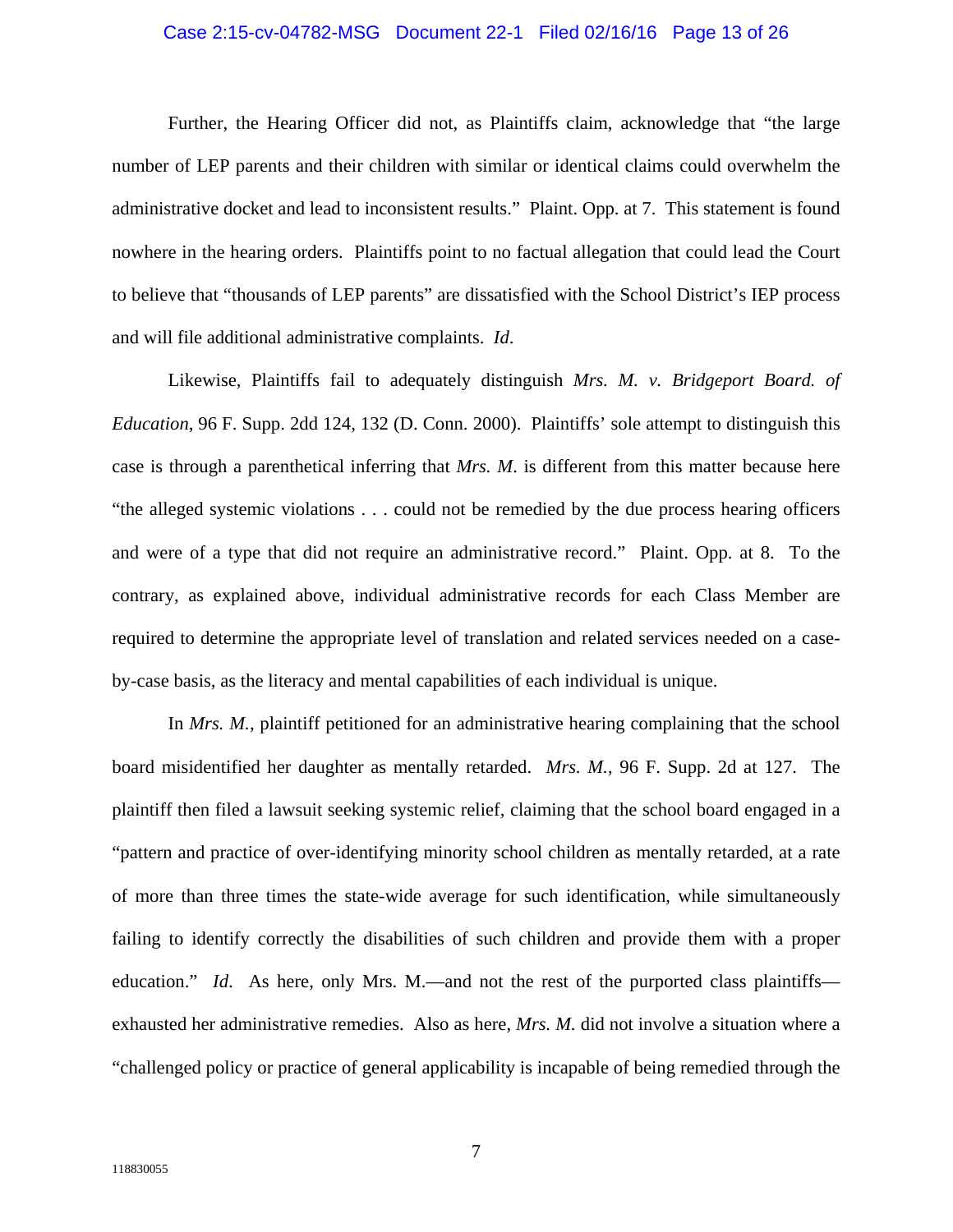Further, the Hearing Officer did not, as Plaintiffs claim, acknowledge that "the large number of LEP parents and their children with similar or identical claims could overwhelm the administrative docket and lead to inconsistent results." Plaint. Opp. at 7. This statement is found nowhere in the hearing orders. Plaintiffs point to no factual allegation that could lead the Court to believe that "thousands of LEP parents" are dissatisfied with the School District's IEP process and will file additional administrative complaints. *Id.*

Likewise, Plaintiffs fail to adequately distinguish *Mrs. M. v. Bridgeport Board. of Education*, 96 F. Supp. 2dd 124, 132 (D. Conn. 2000). Plaintiffs' sole attempt to distinguish this case is through a parenthetical inferring that *Mrs. M*. is different from this matter because here "the alleged systemic violations . . . could not be remedied by the due process hearing officers and were of a type that did not require an administrative record." Plaint. Opp. at 8. To the contrary, as explained above, individual administrative records for each Class Member are required to determine the appropriate level of translation and related services needed on a case-by-case basis, as the literacy and mental capabilities of each individual is unique.

In *Mrs. M.*, plaintiff petitioned for an administrative hearing complaining that the school board misidentified her daughter as mentally retarded. *Mrs. M.*, 96 F. Supp. 2d at 127. The plaintiff then filed a lawsuit seeking systemic relief, claiming that the school board engaged in a "pattern and practice of over-identifying minority school children as mentally retarded, at a rate of more than three times the state-wide average for such identification, while simultaneously failing to identify correctly the disabilities of such children and provide them with a proper education." *Id.* As here, only Mrs. M.—and not the rest of the purported class plaintiffs—exhausted her administrative remedies. Also as here, *Mrs. M.* did not involve a situation where a "challenged policy or practice of general applicability is incapable of being remedied through the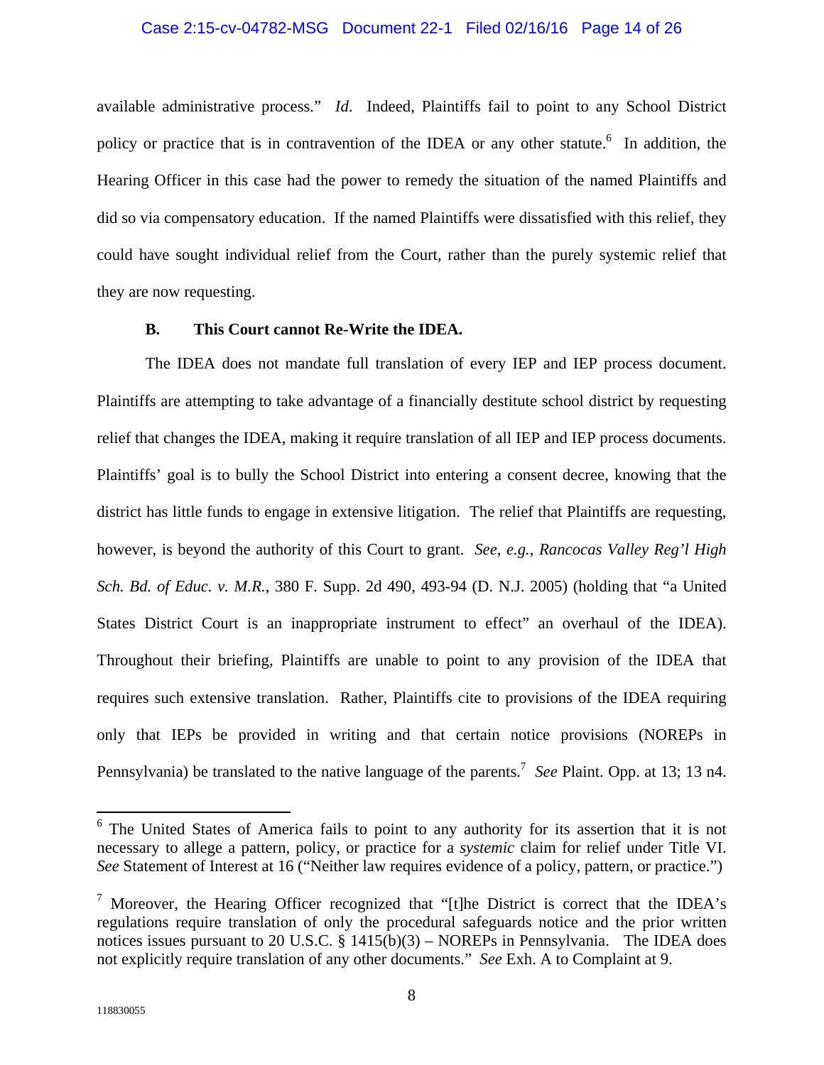available administrative process." *Id.* Indeed, Plaintiffs fail to point to any School District policy or practice that is in contravention of the IDEA or any other statute.[6] In addition, the Hearing Officer in this case had the power to remedy the situation of the named Plaintiffs and did so via compensatory education. If the named Plaintiffs were dissatisfied with this relief, they could have sought individual relief from the Court, rather than the purely systemic relief that they are now requesting.

### B. This Court cannot Re-Write the IDEA.

The IDEA does not mandate full translation of every IEP and IEP process document. Plaintiffs are attempting to take advantage of a financially destitute school district by requesting relief that changes the IDEA, making it require translation of all IEP and IEP process documents. Plaintiffs' goal is to bully the School District into entering a consent decree, knowing that the district has little funds to engage in extensive litigation. The relief that Plaintiffs are requesting, however, is beyond the authority of this Court to grant. *See, e.g.*, *Rancocas Valley Reg'l High Sch. Bd. of Educ. v. M.R.*, 380 F. Supp. 2d 490, 493-94 (D. N.J. 2005) (holding that "a United States District Court is an inappropriate instrument to effect" an overhaul of the IDEA). Throughout their briefing, Plaintiffs are unable to point to any provision of the IDEA that requires such extensive translation. Rather, Plaintiffs cite to provisions of the IDEA requiring only that IEPs be provided in writing and that certain notice provisions (NOREPs in Pennsylvania) be translated to the native language of the parents.[7] *See* Plaint. Opp. at 13; 13 n4.

---

[6] The United States of America fails to point to any authority for its assertion that it is not necessary to allege a pattern, policy, or practice for a *systemic* claim for relief under Title VI. *See* Statement of Interest at 16 ("Neither law requires evidence of a policy, pattern, or practice.")

[7] Moreover, the Hearing Officer recognized that "[t]he District is correct that the IDEA's regulations require translation of only the procedural safeguards notice and the prior written notices issues pursuant to 20 U.S.C. § 1415(b)(3) – NOREPs in Pennsylvania. The IDEA does not explicitly require translation of any other documents." *See* Exh. A to Complaint at 9.

118830055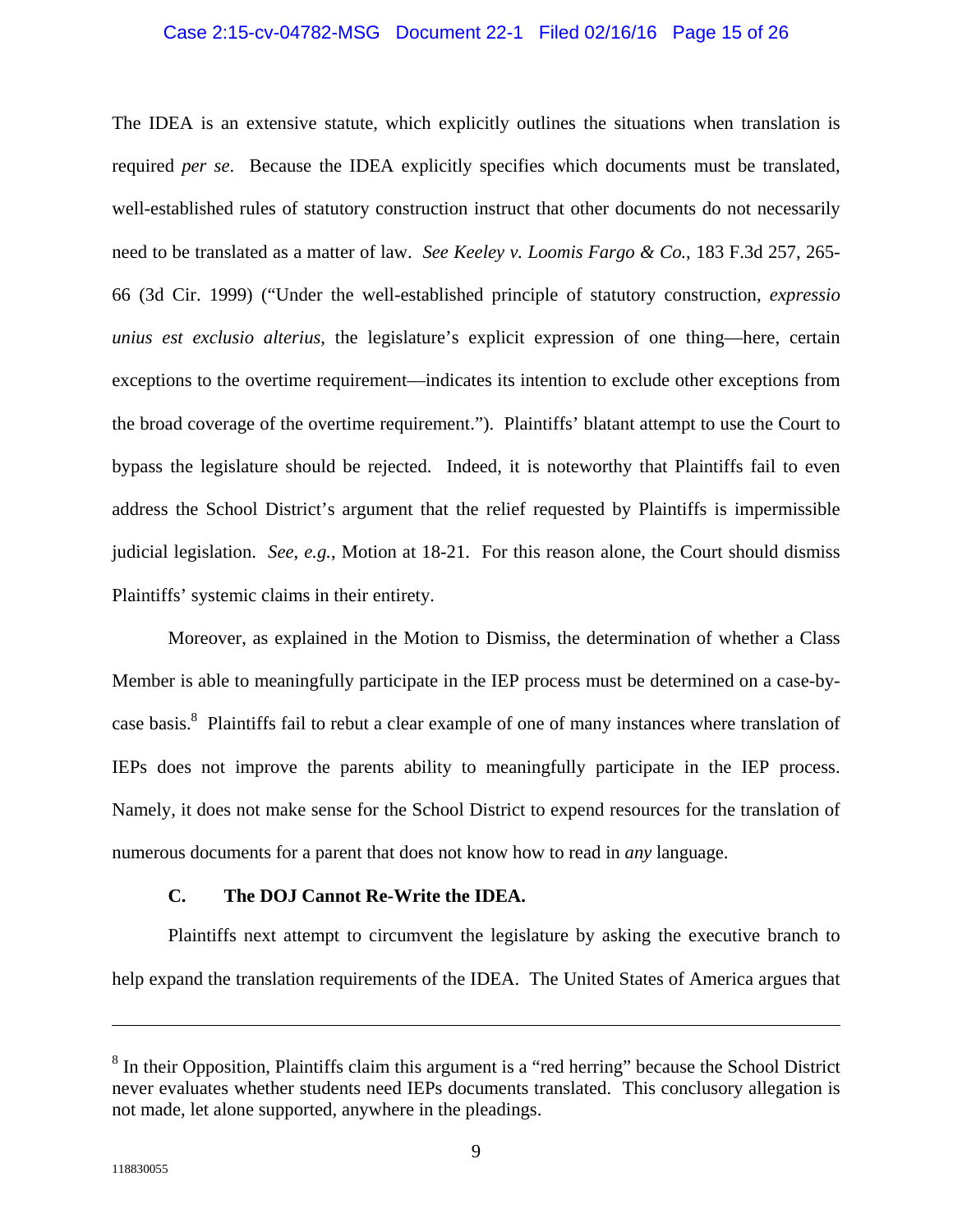The IDEA is an extensive statute, which explicitly outlines the situations when translation is required *per se*. Because the IDEA explicitly specifies which documents must be translated, well-established rules of statutory construction instruct that other documents do not necessarily need to be translated as a matter of law. *See Keeley v. Loomis Fargo & Co.*, 183 F.3d 257, 265-66 (3d Cir. 1999) ("Under the well-established principle of statutory construction, *expressio unius est exclusio alterius*, the legislature's explicit expression of one thing—here, certain exceptions to the overtime requirement—indicates its intention to exclude other exceptions from the broad coverage of the overtime requirement."). Plaintiffs' blatant attempt to use the Court to bypass the legislature should be rejected. Indeed, it is noteworthy that Plaintiffs fail to even address the School District's argument that the relief requested by Plaintiffs is impermissible judicial legislation. *See*, *e.g.*, Motion at 18-21. For this reason alone, the Court should dismiss Plaintiffs' systemic claims in their entirety.

Moreover, as explained in the Motion to Dismiss, the determination of whether a Class Member is able to meaningfully participate in the IEP process must be determined on a case-by-case basis.[8] Plaintiffs fail to rebut a clear example of one of many instances where translation of IEPs does not improve the parents ability to meaningfully participate in the IEP process. Namely, it does not make sense for the School District to expend resources for the translation of numerous documents for a parent that does not know how to read in *any* language.

### C. The DOJ Cannot Re-Write the IDEA.

Plaintiffs next attempt to circumvent the legislature by asking the executive branch to help expand the translation requirements of the IDEA. The United States of America argues that

---

[8] In their Opposition, Plaintiffs claim this argument is a "red herring" because the School District never evaluates whether students need IEPs documents translated. This conclusory allegation is not made, let alone supported, anywhere in the pleadings.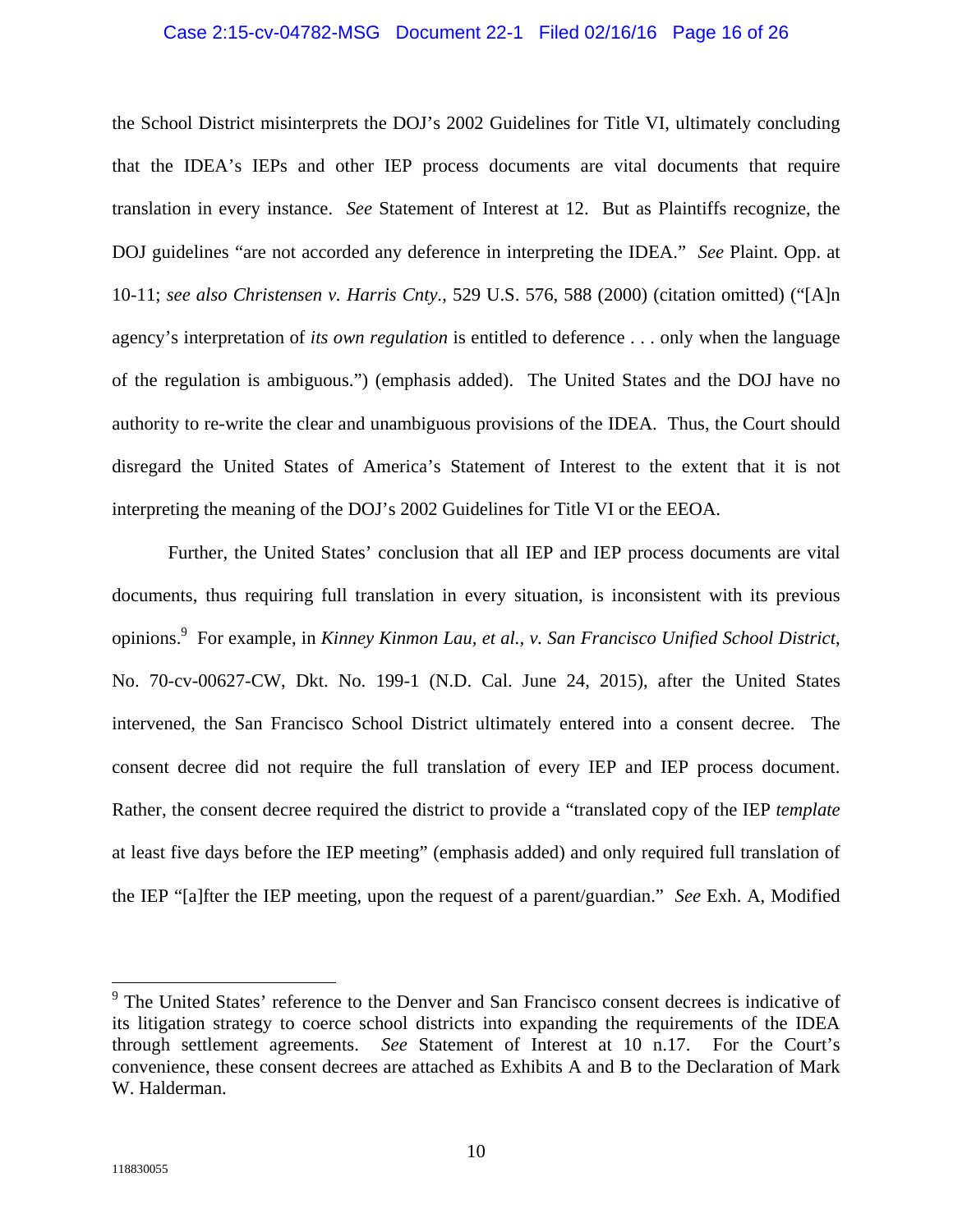the School District misinterprets the DOJ's 2002 Guidelines for Title VI, ultimately concluding that the IDEA's IEPs and other IEP process documents are vital documents that require translation in every instance. *See* Statement of Interest at 12. But as Plaintiffs recognize, the DOJ guidelines "are not accorded any deference in interpreting the IDEA." *See* Plaint. Opp. at 10-11; *see also Christensen v. Harris Cnty.*, 529 U.S. 576, 588 (2000) (citation omitted) ("[A]n agency's interpretation of *its own regulation* is entitled to deference . . . only when the language of the regulation is ambiguous.") (emphasis added). The United States and the DOJ have no authority to re-write the clear and unambiguous provisions of the IDEA. Thus, the Court should disregard the United States of America's Statement of Interest to the extent that it is not interpreting the meaning of the DOJ's 2002 Guidelines for Title VI or the EEOA.

Further, the United States' conclusion that all IEP and IEP process documents are vital documents, thus requiring full translation in every situation, is inconsistent with its previous opinions.[9] For example, in *Kinney Kinmon Lau, et al., v. San Francisco Unified School District*, No. 70-cv-00627-CW, Dkt. No. 199-1 (N.D. Cal. June 24, 2015), after the United States intervened, the San Francisco School District ultimately entered into a consent decree. The consent decree did not require the full translation of every IEP and IEP process document. Rather, the consent decree required the district to provide a "translated copy of the IEP *template* at least five days before the IEP meeting" (emphasis added) and only required full translation of the IEP "[a]fter the IEP meeting, upon the request of a parent/guardian." *See* Exh. A, Modified

---

[9] The United States' reference to the Denver and San Francisco consent decrees is indicative of its litigation strategy to coerce school districts into expanding the requirements of the IDEA through settlement agreements. *See* Statement of Interest at 10 n.17. For the Court's convenience, these consent decrees are attached as Exhibits A and B to the Declaration of Mark W. Halderman.

118830055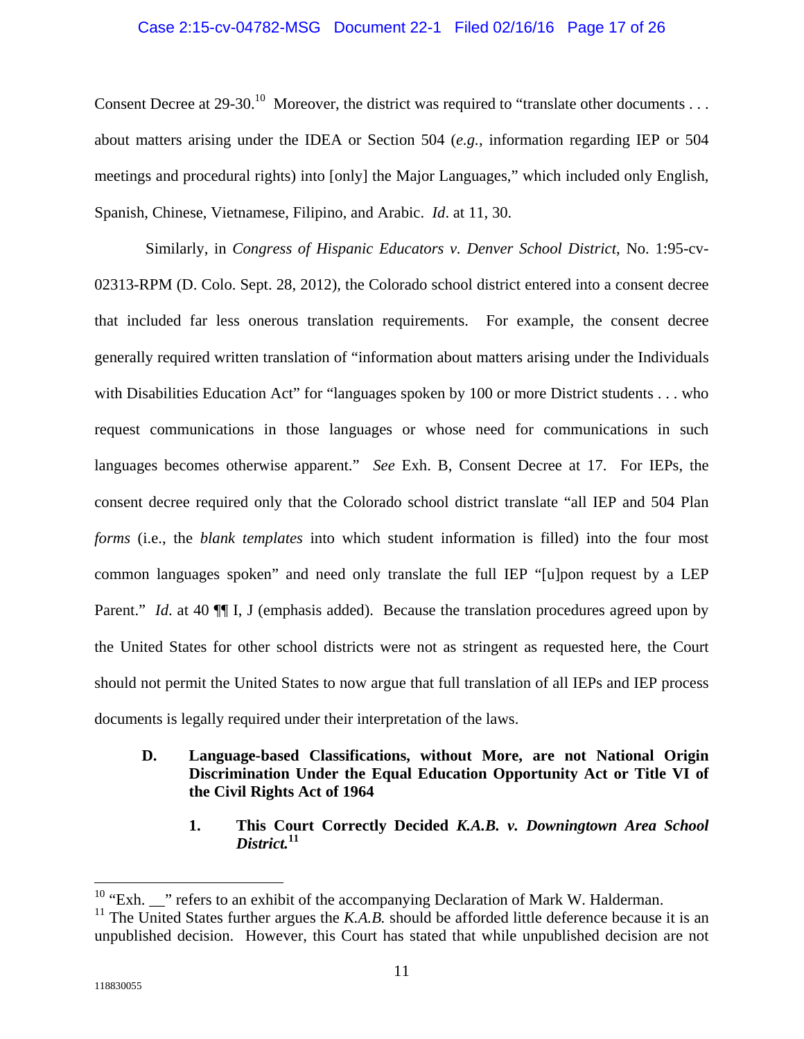Consent Decree at 29-30.[10] Moreover, the district was required to "translate other documents . . . about matters arising under the IDEA or Section 504 (*e.g.*, information regarding IEP or 504 meetings and procedural rights) into [only] the Major Languages," which included only English, Spanish, Chinese, Vietnamese, Filipino, and Arabic. *Id*. at 11, 30.

Similarly, in *Congress of Hispanic Educators v. Denver School District*, No. 1:95-cv-02313-RPM (D. Colo. Sept. 28, 2012), the Colorado school district entered into a consent decree that included far less onerous translation requirements. For example, the consent decree generally required written translation of "information about matters arising under the Individuals with Disabilities Education Act" for "languages spoken by 100 or more District students . . . who request communications in those languages or whose need for communications in such languages becomes otherwise apparent." *See* Exh. B, Consent Decree at 17. For IEPs, the consent decree required only that the Colorado school district translate "all IEP and 504 Plan *forms* (i.e., the *blank templates* into which student information is filled) into the four most common languages spoken" and need only translate the full IEP "[u]pon request by a LEP Parent." *Id*. at 40 ¶¶ I, J (emphasis added). Because the translation procedures agreed upon by the United States for other school districts were not as stringent as requested here, the Court should not permit the United States to now argue that full translation of all IEPs and IEP process documents is legally required under their interpretation of the laws.

### D. Language-based Classifications, without More, are not National Origin Discrimination Under the Equal Education Opportunity Act or Title VI of the Civil Rights Act of 1964

#### 1. This Court Correctly Decided *K.A.B. v. Downingtown Area School District.*[11]

---

[10] "Exh. __" refers to an exhibit of the accompanying Declaration of Mark W. Halderman.

[11] The United States further argues the *K.A.B.* should be afforded little deference because it is an unpublished decision. However, this Court has stated that while unpublished decision are not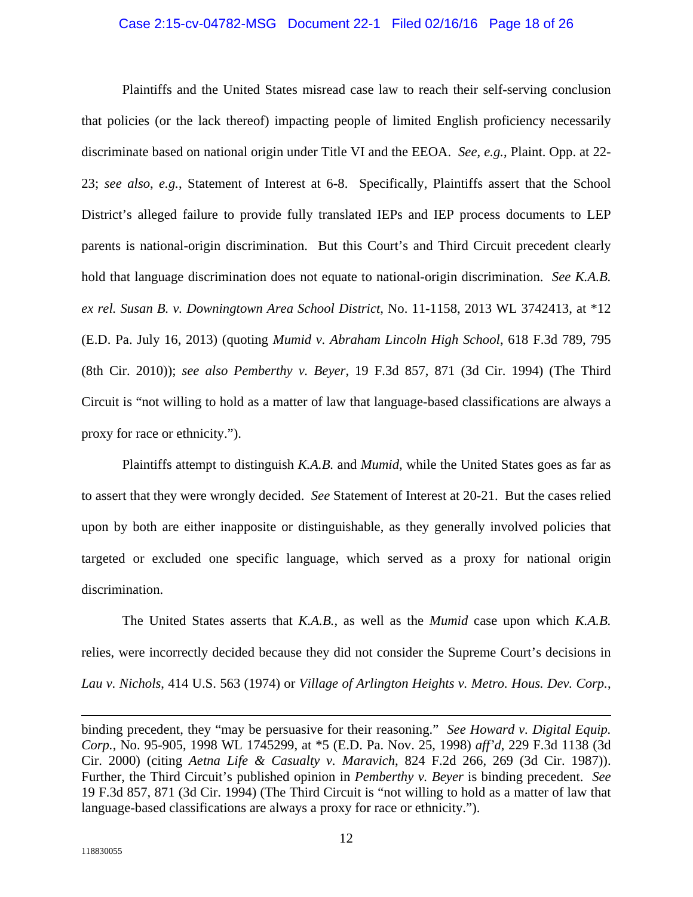Plaintiffs and the United States misread case law to reach their self-serving conclusion that policies (or the lack thereof) impacting people of limited English proficiency necessarily discriminate based on national origin under Title VI and the EEOA. *See*, *e.g.*, Plaint. Opp. at 22-23; *see also*, *e.g.*, Statement of Interest at 6-8. Specifically, Plaintiffs assert that the School District's alleged failure to provide fully translated IEPs and IEP process documents to LEP parents is national-origin discrimination. But this Court's and Third Circuit precedent clearly hold that language discrimination does not equate to national-origin discrimination. *See K.A.B. ex rel. Susan B. v. Downingtown Area School District*, No. 11-1158, 2013 WL 3742413, at *12 (E.D. Pa. July 16, 2013) (quoting *Mumid v. Abraham Lincoln High School*, 618 F.3d 789, 795 (8th Cir. 2010)); *see also Pemberthy v. Beyer*, 19 F.3d 857, 871 (3d Cir. 1994) (The Third Circuit is "not willing to hold as a matter of law that language-based classifications are always a proxy for race or ethnicity.").

Plaintiffs attempt to distinguish *K.A.B.* and *Mumid*, while the United States goes as far as to assert that they were wrongly decided. *See* Statement of Interest at 20-21. But the cases relied upon by both are either inapposite or distinguishable, as they generally involved policies that targeted or excluded one specific language, which served as a proxy for national origin discrimination.

The United States asserts that *K.A.B.*, as well as the *Mumid* case upon which *K.A.B.* relies, were incorrectly decided because they did not consider the Supreme Court's decisions in *Lau v. Nichols*, 414 U.S. 563 (1974) or *Village of Arlington Heights v. Metro. Hous. Dev. Corp.*,

---

binding precedent, they "may be persuasive for their reasoning." *See Howard v. Digital Equip. Corp.*, No. 95-905, 1998 WL 1745299, at *5 (E.D. Pa. Nov. 25, 1998) *aff'd*, 229 F.3d 1138 (3d Cir. 2000) (citing *Aetna Life & Casualty v. Maravich*, 824 F.2d 266, 269 (3d Cir. 1987)). Further, the Third Circuit's published opinion in *Pemberthy v. Beyer* is binding precedent. *See* 19 F.3d 857, 871 (3d Cir. 1994) (The Third Circuit is "not willing to hold as a matter of law that language-based classifications are always a proxy for race or ethnicity.").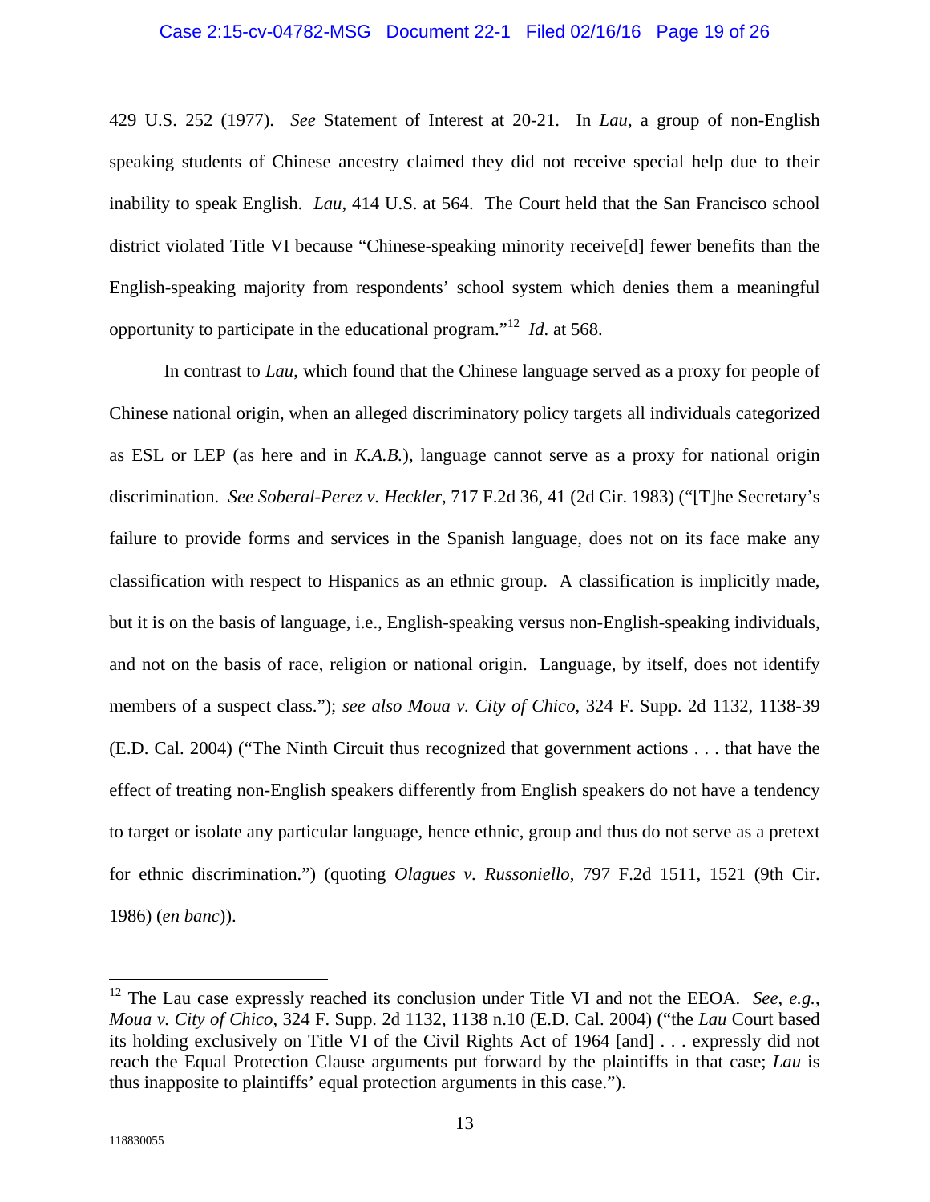429 U.S. 252 (1977). *See* Statement of Interest at 20-21. In *Lau*, a group of non-English speaking students of Chinese ancestry claimed they did not receive special help due to their inability to speak English. *Lau*, 414 U.S. at 564. The Court held that the San Francisco school district violated Title VI because "Chinese-speaking minority receive[d] fewer benefits than the English-speaking majority from respondents' school system which denies them a meaningful opportunity to participate in the educational program."[12] *Id*. at 568.

In contrast to *Lau*, which found that the Chinese language served as a proxy for people of Chinese national origin, when an alleged discriminatory policy targets all individuals categorized as ESL or LEP (as here and in *K.A.B.*), language cannot serve as a proxy for national origin discrimination. *See Soberal-Perez v. Heckler*, 717 F.2d 36, 41 (2d Cir. 1983) ("[T]he Secretary's failure to provide forms and services in the Spanish language, does not on its face make any classification with respect to Hispanics as an ethnic group. A classification is implicitly made, but it is on the basis of language, i.e., English-speaking versus non-English-speaking individuals, and not on the basis of race, religion or national origin. Language, by itself, does not identify members of a suspect class."); *see also Moua v. City of Chico*, 324 F. Supp. 2d 1132, 1138-39 (E.D. Cal. 2004) ("The Ninth Circuit thus recognized that government actions . . . that have the effect of treating non-English speakers differently from English speakers do not have a tendency to target or isolate any particular language, hence ethnic, group and thus do not serve as a pretext for ethnic discrimination.") (quoting *Olagues v. Russoniello*, 797 F.2d 1511, 1521 (9th Cir. 1986) (*en banc*)).

---

[12] The Lau case expressly reached its conclusion under Title VI and not the EEOA. *See*, *e.g.*, *Moua v. City of Chico*, 324 F. Supp. 2d 1132, 1138 n.10 (E.D. Cal. 2004) ("the *Lau* Court based its holding exclusively on Title VI of the Civil Rights Act of 1964 [and] . . . expressly did not reach the Equal Protection Clause arguments put forward by the plaintiffs in that case; *Lau* is thus inapposite to plaintiffs' equal protection arguments in this case.").

118830055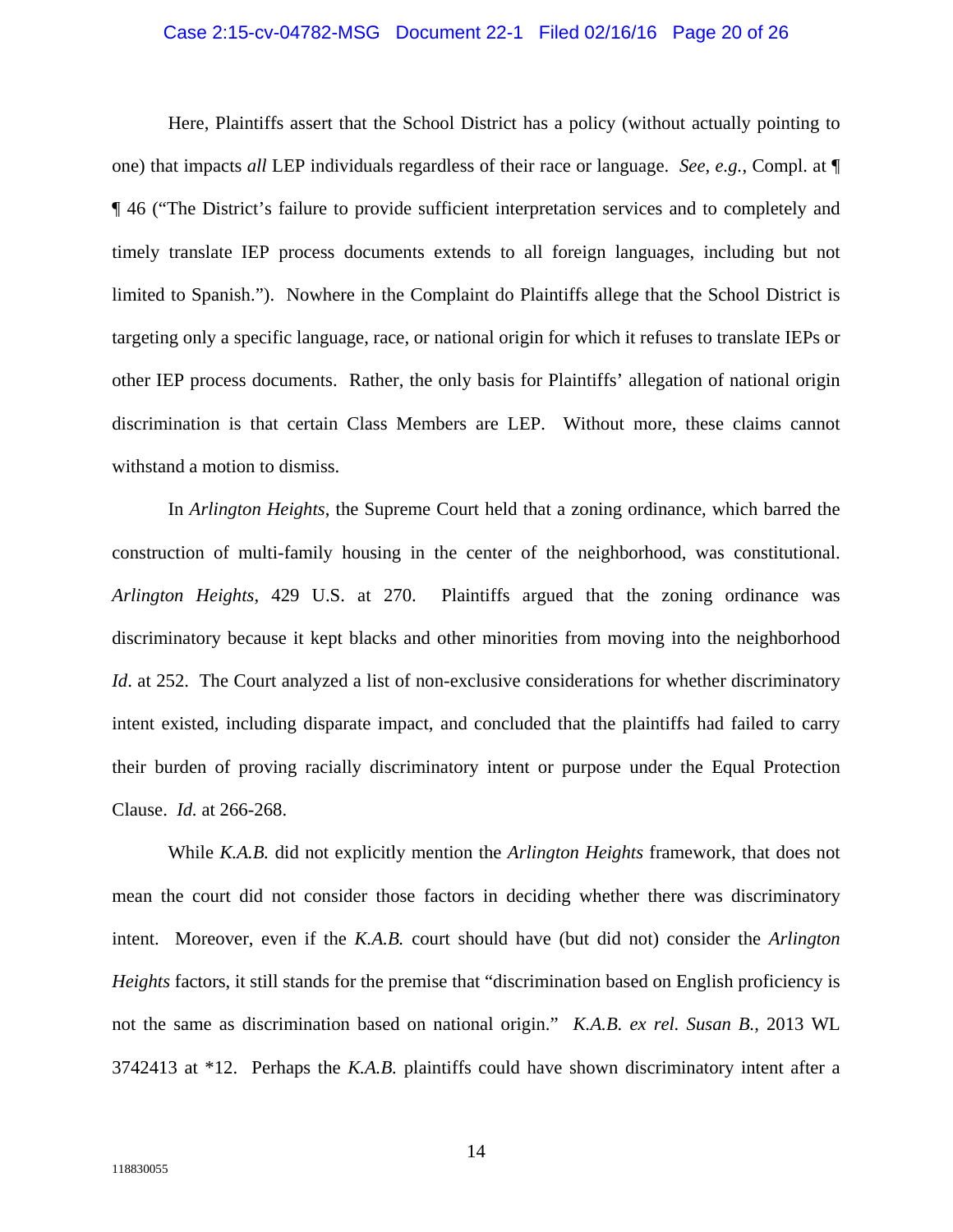Here, Plaintiffs assert that the School District has a policy (without actually pointing to one) that impacts *all* LEP individuals regardless of their race or language. *See*, *e.g.*, Compl. at ¶ ¶ 46 ("The District's failure to provide sufficient interpretation services and to completely and timely translate IEP process documents extends to all foreign languages, including but not limited to Spanish."). Nowhere in the Complaint do Plaintiffs allege that the School District is targeting only a specific language, race, or national origin for which it refuses to translate IEPs or other IEP process documents. Rather, the only basis for Plaintiffs' allegation of national origin discrimination is that certain Class Members are LEP. Without more, these claims cannot withstand a motion to dismiss.

In *Arlington Heights*, the Supreme Court held that a zoning ordinance, which barred the construction of multi-family housing in the center of the neighborhood, was constitutional. *Arlington Heights*, 429 U.S. at 270. Plaintiffs argued that the zoning ordinance was discriminatory because it kept blacks and other minorities from moving into the neighborhood *Id*. at 252. The Court analyzed a list of non-exclusive considerations for whether discriminatory intent existed, including disparate impact, and concluded that the plaintiffs had failed to carry their burden of proving racially discriminatory intent or purpose under the Equal Protection Clause. *Id.* at 266-268.

While *K.A.B.* did not explicitly mention the *Arlington Heights* framework, that does not mean the court did not consider those factors in deciding whether there was discriminatory intent. Moreover, even if the *K.A.B.* court should have (but did not) consider the *Arlington Heights* factors, it still stands for the premise that "discrimination based on English proficiency is not the same as discrimination based on national origin." *K.A.B. ex rel. Susan B.*, 2013 WL 3742413 at \*12. Perhaps the *K.A.B.* plaintiffs could have shown discriminatory intent after a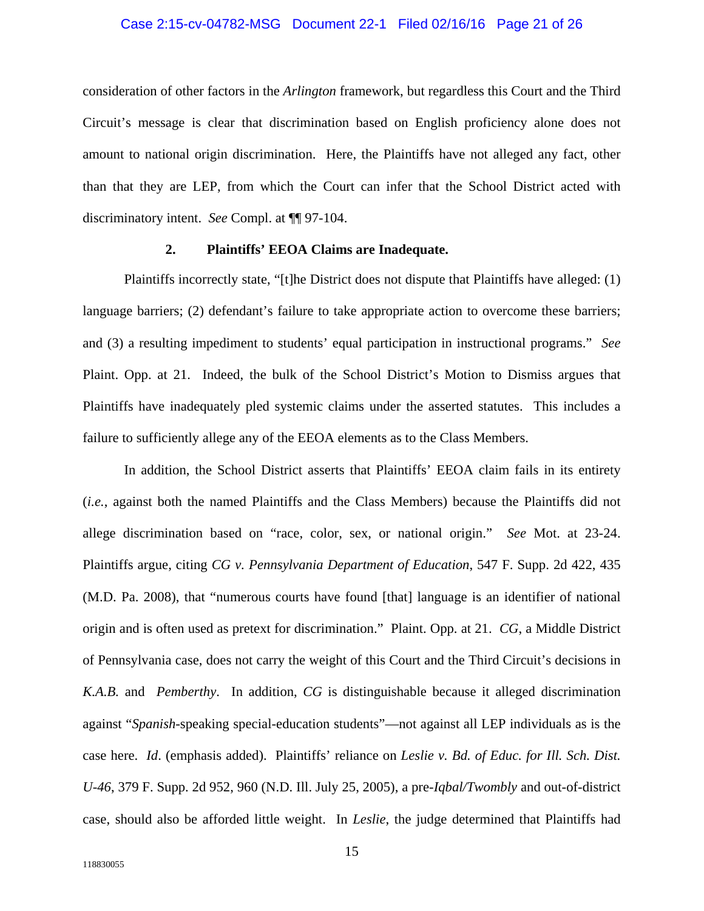consideration of other factors in the *Arlington* framework, but regardless this Court and the Third Circuit's message is clear that discrimination based on English proficiency alone does not amount to national origin discrimination. Here, the Plaintiffs have not alleged any fact, other than that they are LEP, from which the Court can infer that the School District acted with discriminatory intent. *See* Compl. at ¶¶ 97-104.

**2. Plaintiffs' EEOA Claims are Inadequate.**

Plaintiffs incorrectly state, "[t]he District does not dispute that Plaintiffs have alleged: (1) language barriers; (2) defendant's failure to take appropriate action to overcome these barriers; and (3) a resulting impediment to students' equal participation in instructional programs." *See* Plaint. Opp. at 21. Indeed, the bulk of the School District's Motion to Dismiss argues that Plaintiffs have inadequately pled systemic claims under the asserted statutes. This includes a failure to sufficiently allege any of the EEOA elements as to the Class Members.

In addition, the School District asserts that Plaintiffs' EEOA claim fails in its entirety (*i.e.*, against both the named Plaintiffs and the Class Members) because the Plaintiffs did not allege discrimination based on "race, color, sex, or national origin." *See* Mot. at 23-24. Plaintiffs argue, citing *CG v. Pennsylvania Department of Education*, 547 F. Supp. 2d 422, 435 (M.D. Pa. 2008), that "numerous courts have found [that] language is an identifier of national origin and is often used as pretext for discrimination." Plaint. Opp. at 21. *CG*, a Middle District of Pennsylvania case, does not carry the weight of this Court and the Third Circuit's decisions in *K.A.B.* and *Pemberthy*. In addition, *CG* is distinguishable because it alleged discrimination against "*Spanish*-speaking special-education students"—not against all LEP individuals as is the case here. *Id*. (emphasis added). Plaintiffs' reliance on *Leslie v. Bd. of Educ. for Ill. Sch. Dist. U-46*, 379 F. Supp. 2d 952, 960 (N.D. Ill. July 25, 2005), a pre-*Iqbal/Twombly* and out-of-district case, should also be afforded little weight. In *Leslie*, the judge determined that Plaintiffs had

118830055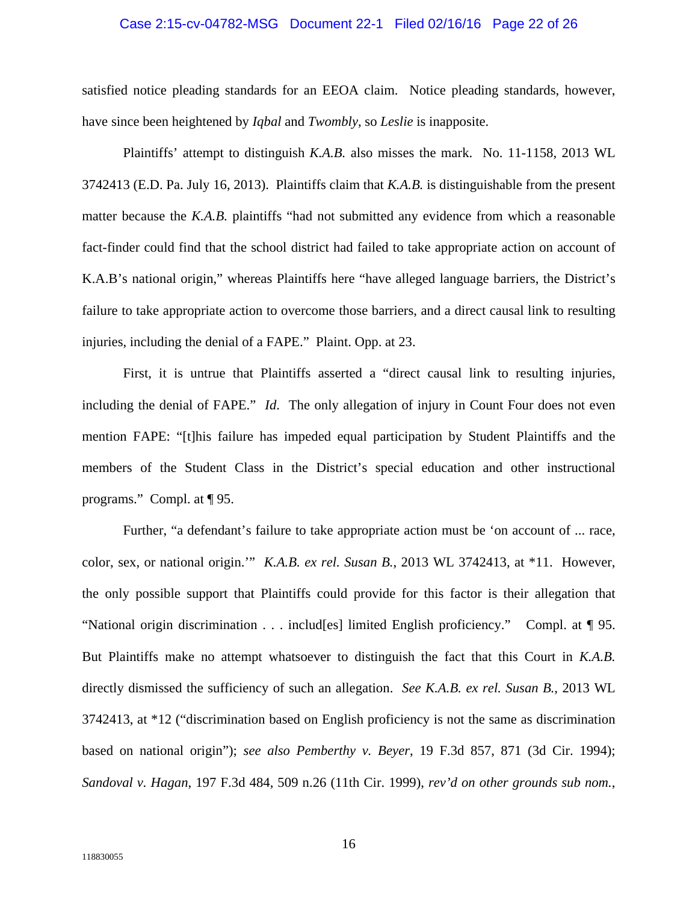satisfied notice pleading standards for an EEOA claim. Notice pleading standards, however, have since been heightened by *Iqbal* and *Twombly*, so *Leslie* is inapposite.

Plaintiffs' attempt to distinguish *K.A.B.* also misses the mark. No. 11-1158, 2013 WL 3742413 (E.D. Pa. July 16, 2013). Plaintiffs claim that *K.A.B.* is distinguishable from the present matter because the *K.A.B.* plaintiffs "had not submitted any evidence from which a reasonable fact-finder could find that the school district had failed to take appropriate action on account of K.A.B's national origin," whereas Plaintiffs here "have alleged language barriers, the District's failure to take appropriate action to overcome those barriers, and a direct causal link to resulting injuries, including the denial of a FAPE." Plaint. Opp. at 23.

First, it is untrue that Plaintiffs asserted a "direct causal link to resulting injuries, including the denial of FAPE." *Id*. The only allegation of injury in Count Four does not even mention FAPE: "[t]his failure has impeded equal participation by Student Plaintiffs and the members of the Student Class in the District's special education and other instructional programs." Compl. at ¶ 95.

Further, "a defendant's failure to take appropriate action must be 'on account of ... race, color, sex, or national origin.'" *K.A.B. ex rel. Susan B.*, 2013 WL 3742413, at *11. However, the only possible support that Plaintiffs could provide for this factor is their allegation that "National origin discrimination . . . includ[es] limited English proficiency." Compl. at ¶ 95. But Plaintiffs make no attempt whatsoever to distinguish the fact that this Court in *K.A.B.* directly dismissed the sufficiency of such an allegation. *See K.A.B. ex rel. Susan B.*, 2013 WL 3742413, at *12 ("discrimination based on English proficiency is not the same as discrimination based on national origin"); *see also Pemberthy v. Beyer*, 19 F.3d 857, 871 (3d Cir. 1994); *Sandoval v. Hagan*, 197 F.3d 484, 509 n.26 (11th Cir. 1999), *rev'd on other grounds sub nom.*,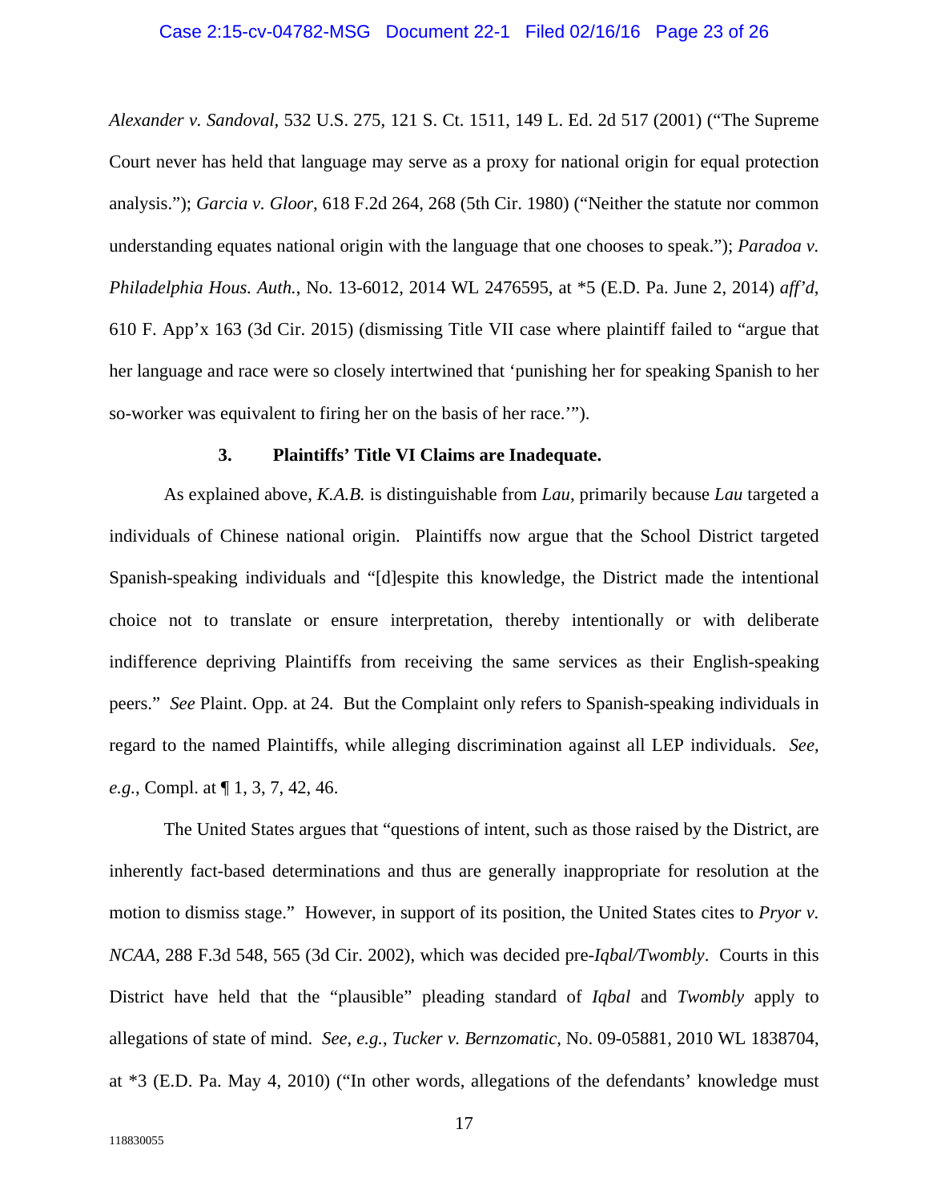*Alexander v. Sandoval*, 532 U.S. 275, 121 S. Ct. 1511, 149 L. Ed. 2d 517 (2001) ("The Supreme Court never has held that language may serve as a proxy for national origin for equal protection analysis."); *Garcia v. Gloor*, 618 F.2d 264, 268 (5th Cir. 1980) ("Neither the statute nor common understanding equates national origin with the language that one chooses to speak."); *Paradoa v. Philadelphia Hous. Auth.*, No. 13-6012, 2014 WL 2476595, at *5 (E.D. Pa. June 2, 2014) *aff'd*, 610 F. App'x 163 (3d Cir. 2015) (dismissing Title VII case where plaintiff failed to "argue that her language and race were so closely intertwined that 'punishing her for speaking Spanish to her so-worker was equivalent to firing her on the basis of her race.'").

### 3. Plaintiffs' Title VI Claims are Inadequate.

As explained above, *K.A.B.* is distinguishable from *Lau,* primarily because *Lau* targeted a individuals of Chinese national origin. Plaintiffs now argue that the School District targeted Spanish-speaking individuals and "[d]espite this knowledge, the District made the intentional choice not to translate or ensure interpretation, thereby intentionally or with deliberate indifference depriving Plaintiffs from receiving the same services as their English-speaking peers." *See* Plaint. Opp. at 24. But the Complaint only refers to Spanish-speaking individuals in regard to the named Plaintiffs, while alleging discrimination against all LEP individuals. *See, e.g.*, Compl. at ¶ 1, 3, 7, 42, 46.

The United States argues that "questions of intent, such as those raised by the District, are inherently fact-based determinations and thus are generally inappropriate for resolution at the motion to dismiss stage." However, in support of its position, the United States cites to *Pryor v. NCAA*, 288 F.3d 548, 565 (3d Cir. 2002), which was decided pre-*Iqbal/Twombly*. Courts in this District have held that the "plausible" pleading standard of *Iqbal* and *Twombly* apply to allegations of state of mind. *See, e.g.*, *Tucker v. Bernzomatic*, No. 09-05881, 2010 WL 1838704, at *3 (E.D. Pa. May 4, 2010) ("In other words, allegations of the defendants' knowledge must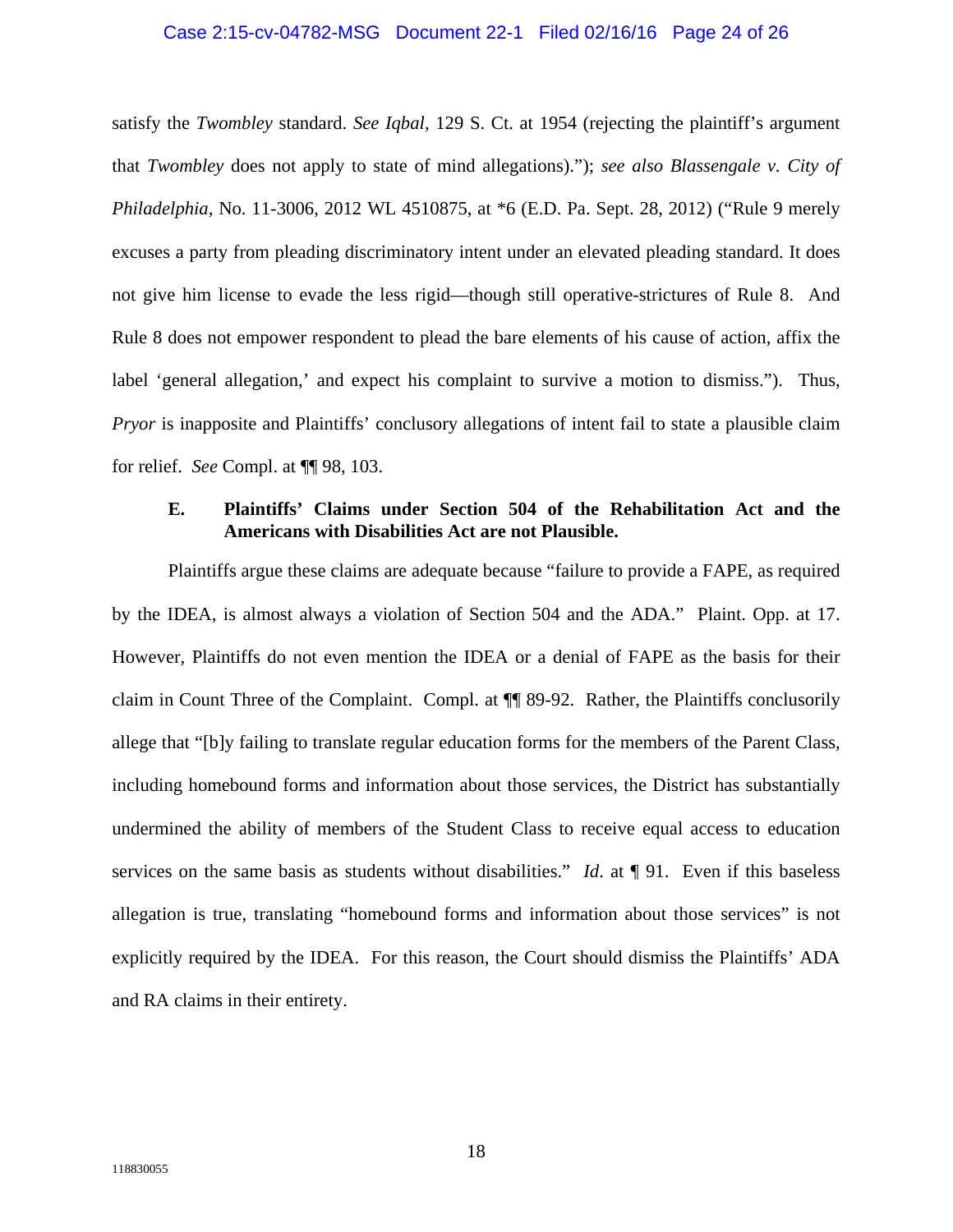satisfy the *Twombley* standard. *See Iqbal*, 129 S. Ct. at 1954 (rejecting the plaintiff's argument that *Twombley* does not apply to state of mind allegations)."); *see also Blassengale v. City of Philadelphia*, No. 11-3006, 2012 WL 4510875, at *6 (E.D. Pa. Sept. 28, 2012) ("Rule 9 merely excuses a party from pleading discriminatory intent under an elevated pleading standard. It does not give him license to evade the less rigid—though still operative-strictures of Rule 8. And Rule 8 does not empower respondent to plead the bare elements of his cause of action, affix the label 'general allegation,' and expect his complaint to survive a motion to dismiss."). Thus, *Pryor* is inapposite and Plaintiffs' conclusory allegations of intent fail to state a plausible claim for relief. *See* Compl. at ¶¶ 98, 103.

### E. Plaintiffs' Claims under Section 504 of the Rehabilitation Act and the Americans with Disabilities Act are not Plausible.

Plaintiffs argue these claims are adequate because "failure to provide a FAPE, as required by the IDEA, is almost always a violation of Section 504 and the ADA." Plaint. Opp. at 17. However, Plaintiffs do not even mention the IDEA or a denial of FAPE as the basis for their claim in Count Three of the Complaint. Compl. at ¶¶ 89-92. Rather, the Plaintiffs conclusorily allege that "[b]y failing to translate regular education forms for the members of the Parent Class, including homebound forms and information about those services, the District has substantially undermined the ability of members of the Student Class to receive equal access to education services on the same basis as students without disabilities." *Id*. at ¶ 91. Even if this baseless allegation is true, translating "homebound forms and information about those services" is not explicitly required by the IDEA. For this reason, the Court should dismiss the Plaintiffs' ADA and RA claims in their entirety.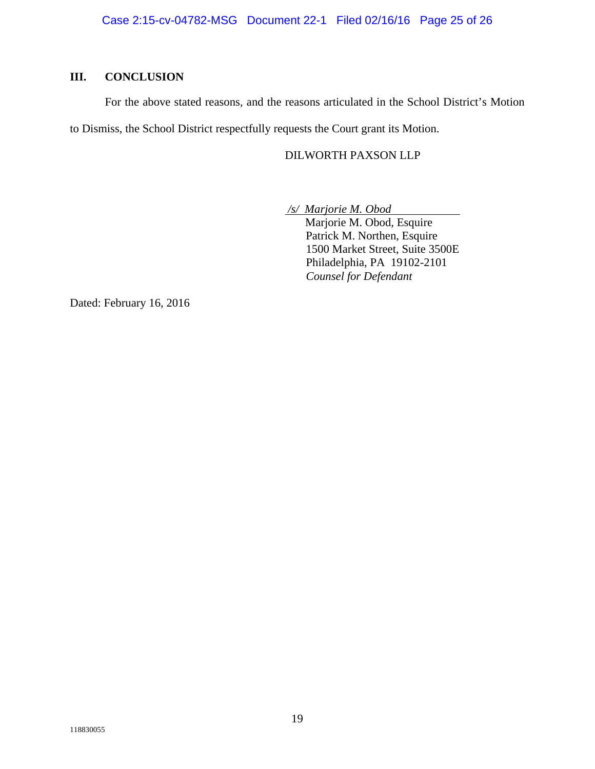## III. CONCLUSION

For the above stated reasons, and the reasons articulated in the School District's Motion to Dismiss, the School District respectfully requests the Court grant its Motion.

DILWORTH PAXSON LLP

*/s/ Marjorie M. Obod*
Marjorie M. Obod, Esquire
Patrick M. Northen, Esquire
1500 Market Street, Suite 3500E
Philadelphia, PA 19102-2101
*Counsel for Defendant*

Dated: February 16, 2016

118830055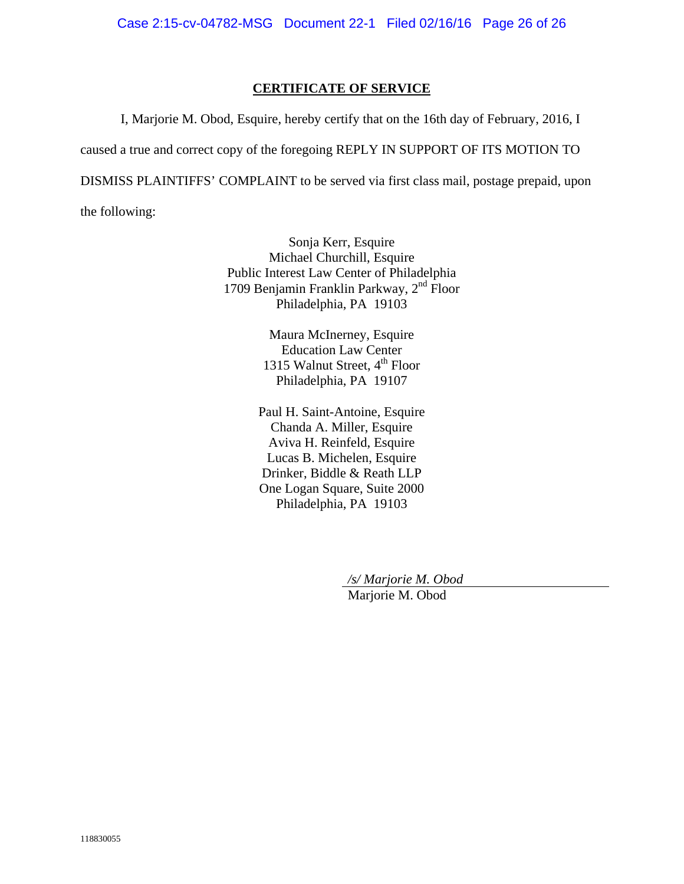**CERTIFICATE OF SERVICE**

I, Marjorie M. Obod, Esquire, hereby certify that on the 16th day of February, 2016, I caused a true and correct copy of the foregoing REPLY IN SUPPORT OF ITS MOTION TO DISMISS PLAINTIFFS' COMPLAINT to be served via first class mail, postage prepaid, upon the following:

Sonja Kerr, Esquire
Michael Churchill, Esquire
Public Interest Law Center of Philadelphia
1709 Benjamin Franklin Parkway, 2nd Floor
Philadelphia, PA 19103

Maura McInerney, Esquire
Education Law Center
1315 Walnut Street, 4th Floor
Philadelphia, PA 19107

Paul H. Saint-Antoine, Esquire
Chanda A. Miller, Esquire
Aviva H. Reinfeld, Esquire
Lucas B. Michelen, Esquire
Drinker, Biddle & Reath LLP
One Logan Square, Suite 2000
Philadelphia, PA 19103

*/s/ Marjorie M. Obod*
Marjorie M. Obod

118830055